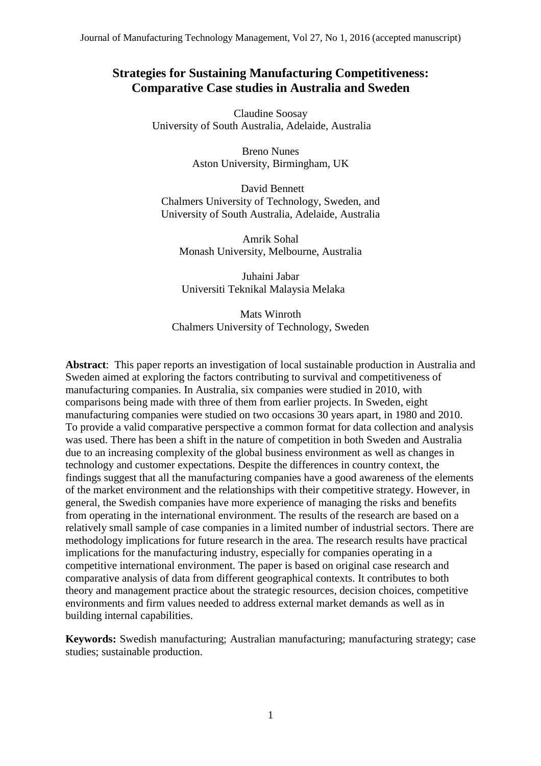# Strategies for Sustaining Manufacturing Competitiveness: Comparative Case studies in Australia and Sweden

Claudine Soosay
University of South Australia, Adelaide, Australia

Breno Nunes
Aston University, Birmingham, UK

David Bennett
Chalmers University of Technology, Sweden, and
University of South Australia, Adelaide, Australia

Amrik Sohal
Monash University, Melbourne, Australia

Juhaini Jabar
Universiti Teknikal Malaysia Melaka

Mats Winroth
Chalmers University of Technology, Sweden

**Abstract**: This paper reports an investigation of local sustainable production in Australia and Sweden aimed at exploring the factors contributing to survival and competitiveness of manufacturing companies. In Australia, six companies were studied in 2010, with comparisons being made with three of them from earlier projects. In Sweden, eight manufacturing companies were studied on two occasions 30 years apart, in 1980 and 2010. To provide a valid comparative perspective a common format for data collection and analysis was used. There has been a shift in the nature of competition in both Sweden and Australia due to an increasing complexity of the global business environment as well as changes in technology and customer expectations. Despite the differences in country context, the findings suggest that all the manufacturing companies have a good awareness of the elements of the market environment and the relationships with their competitive strategy. However, in general, the Swedish companies have more experience of managing the risks and benefits from operating in the international environment. The results of the research are based on a relatively small sample of case companies in a limited number of industrial sectors. There are methodology implications for future research in the area. The research results have practical implications for the manufacturing industry, especially for companies operating in a competitive international environment. The paper is based on original case research and comparative analysis of data from different geographical contexts. It contributes to both theory and management practice about the strategic resources, decision choices, competitive environments and firm values needed to address external market demands as well as in building internal capabilities.

**Keywords:** Swedish manufacturing; Australian manufacturing; manufacturing strategy; case studies; sustainable production.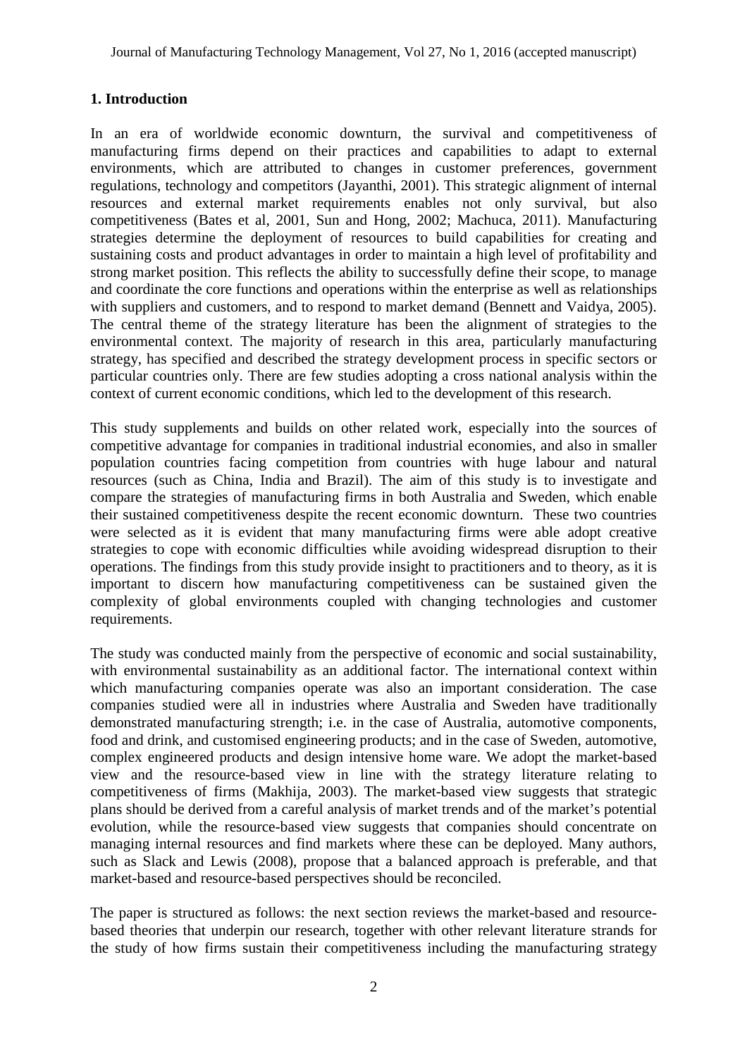## 1. Introduction

In an era of worldwide economic downturn, the survival and competitiveness of manufacturing firms depend on their practices and capabilities to adapt to external environments, which are attributed to changes in customer preferences, government regulations, technology and competitors (Jayanthi, 2001). This strategic alignment of internal resources and external market requirements enables not only survival, but also competitiveness (Bates et al, 2001, Sun and Hong, 2002; Machuca, 2011). Manufacturing strategies determine the deployment of resources to build capabilities for creating and sustaining costs and product advantages in order to maintain a high level of profitability and strong market position. This reflects the ability to successfully define their scope, to manage and coordinate the core functions and operations within the enterprise as well as relationships with suppliers and customers, and to respond to market demand (Bennett and Vaidya, 2005). The central theme of the strategy literature has been the alignment of strategies to the environmental context. The majority of research in this area, particularly manufacturing strategy, has specified and described the strategy development process in specific sectors or particular countries only. There are few studies adopting a cross national analysis within the context of current economic conditions, which led to the development of this research.

This study supplements and builds on other related work, especially into the sources of competitive advantage for companies in traditional industrial economies, and also in smaller population countries facing competition from countries with huge labour and natural resources (such as China, India and Brazil). The aim of this study is to investigate and compare the strategies of manufacturing firms in both Australia and Sweden, which enable their sustained competitiveness despite the recent economic downturn. These two countries were selected as it is evident that many manufacturing firms were able adopt creative strategies to cope with economic difficulties while avoiding widespread disruption to their operations. The findings from this study provide insight to practitioners and to theory, as it is important to discern how manufacturing competitiveness can be sustained given the complexity of global environments coupled with changing technologies and customer requirements.

The study was conducted mainly from the perspective of economic and social sustainability, with environmental sustainability as an additional factor. The international context within which manufacturing companies operate was also an important consideration. The case companies studied were all in industries where Australia and Sweden have traditionally demonstrated manufacturing strength; i.e. in the case of Australia, automotive components, food and drink, and customised engineering products; and in the case of Sweden, automotive, complex engineered products and design intensive home ware. We adopt the market-based view and the resource-based view in line with the strategy literature relating to competitiveness of firms (Makhija, 2003). The market-based view suggests that strategic plans should be derived from a careful analysis of market trends and of the market's potential evolution, while the resource-based view suggests that companies should concentrate on managing internal resources and find markets where these can be deployed. Many authors, such as Slack and Lewis (2008), propose that a balanced approach is preferable, and that market-based and resource-based perspectives should be reconciled.

The paper is structured as follows: the next section reviews the market-based and resource-based theories that underpin our research, together with other relevant literature strands for the study of how firms sustain their competitiveness including the manufacturing strategy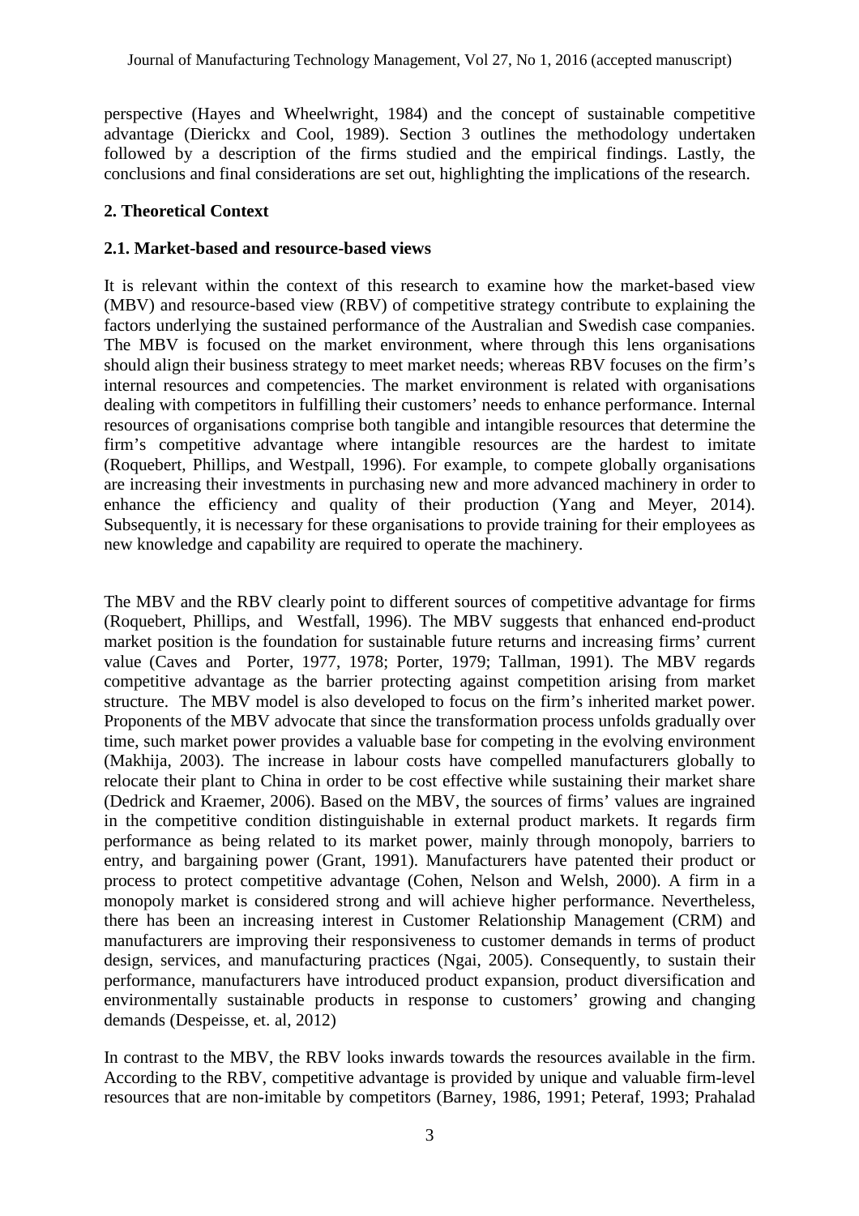perspective (Hayes and Wheelwright, 1984) and the concept of sustainable competitive advantage (Dierickx and Cool, 1989). Section 3 outlines the methodology undertaken followed by a description of the firms studied and the empirical findings. Lastly, the conclusions and final considerations are set out, highlighting the implications of the research.

## 2. Theoretical Context

### 2.1. Market-based and resource-based views

It is relevant within the context of this research to examine how the market-based view (MBV) and resource-based view (RBV) of competitive strategy contribute to explaining the factors underlying the sustained performance of the Australian and Swedish case companies. The MBV is focused on the market environment, where through this lens organisations should align their business strategy to meet market needs; whereas RBV focuses on the firm's internal resources and competencies. The market environment is related with organisations dealing with competitors in fulfilling their customers' needs to enhance performance. Internal resources of organisations comprise both tangible and intangible resources that determine the firm's competitive advantage where intangible resources are the hardest to imitate (Roquebert, Phillips, and Westpall, 1996). For example, to compete globally organisations are increasing their investments in purchasing new and more advanced machinery in order to enhance the efficiency and quality of their production (Yang and Meyer, 2014). Subsequently, it is necessary for these organisations to provide training for their employees as new knowledge and capability are required to operate the machinery.

The MBV and the RBV clearly point to different sources of competitive advantage for firms (Roquebert, Phillips, and Westfall, 1996). The MBV suggests that enhanced end-product market position is the foundation for sustainable future returns and increasing firms' current value (Caves and Porter, 1977, 1978; Porter, 1979; Tallman, 1991). The MBV regards competitive advantage as the barrier protecting against competition arising from market structure. The MBV model is also developed to focus on the firm's inherited market power. Proponents of the MBV advocate that since the transformation process unfolds gradually over time, such market power provides a valuable base for competing in the evolving environment (Makhija, 2003). The increase in labour costs have compelled manufacturers globally to relocate their plant to China in order to be cost effective while sustaining their market share (Dedrick and Kraemer, 2006). Based on the MBV, the sources of firms' values are ingrained in the competitive condition distinguishable in external product markets. It regards firm performance as being related to its market power, mainly through monopoly, barriers to entry, and bargaining power (Grant, 1991). Manufacturers have patented their product or process to protect competitive advantage (Cohen, Nelson and Welsh, 2000). A firm in a monopoly market is considered strong and will achieve higher performance. Nevertheless, there has been an increasing interest in Customer Relationship Management (CRM) and manufacturers are improving their responsiveness to customer demands in terms of product design, services, and manufacturing practices (Ngai, 2005). Consequently, to sustain their performance, manufacturers have introduced product expansion, product diversification and environmentally sustainable products in response to customers' growing and changing demands (Despeisse, et. al, 2012)

In contrast to the MBV, the RBV looks inwards towards the resources available in the firm. According to the RBV, competitive advantage is provided by unique and valuable firm-level resources that are non-imitable by competitors (Barney, 1986, 1991; Peteraf, 1993; Prahalad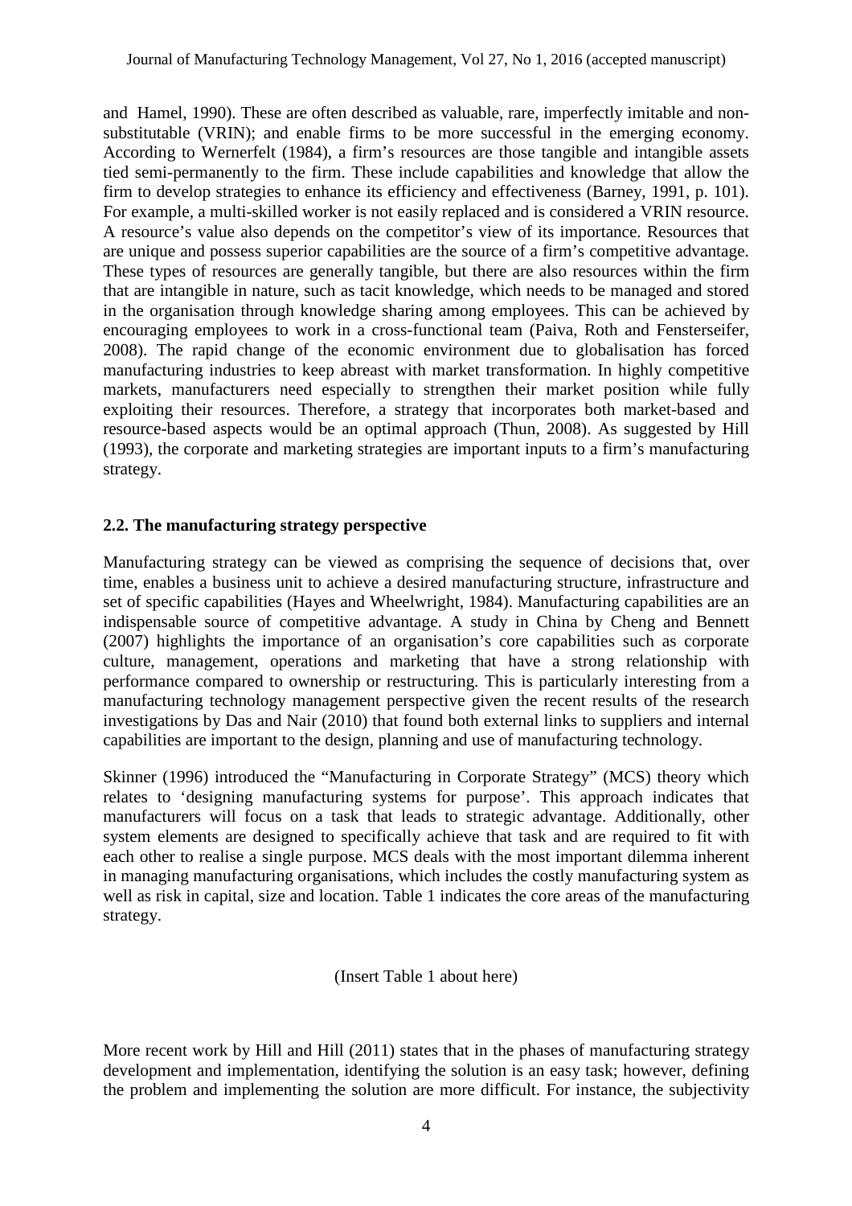and Hamel, 1990). These are often described as valuable, rare, imperfectly imitable and non-substitutable (VRIN); and enable firms to be more successful in the emerging economy. According to Wernerfelt (1984), a firm's resources are those tangible and intangible assets tied semi-permanently to the firm. These include capabilities and knowledge that allow the firm to develop strategies to enhance its efficiency and effectiveness (Barney, 1991, p. 101). For example, a multi-skilled worker is not easily replaced and is considered a VRIN resource. A resource's value also depends on the competitor's view of its importance. Resources that are unique and possess superior capabilities are the source of a firm's competitive advantage. These types of resources are generally tangible, but there are also resources within the firm that are intangible in nature, such as tacit knowledge, which needs to be managed and stored in the organisation through knowledge sharing among employees. This can be achieved by encouraging employees to work in a cross-functional team (Paiva, Roth and Fensterseifer, 2008). The rapid change of the economic environment due to globalisation has forced manufacturing industries to keep abreast with market transformation. In highly competitive markets, manufacturers need especially to strengthen their market position while fully exploiting their resources. Therefore, a strategy that incorporates both market-based and resource-based aspects would be an optimal approach (Thun, 2008). As suggested by Hill (1993), the corporate and marketing strategies are important inputs to a firm's manufacturing strategy.

## 2.2. The manufacturing strategy perspective

Manufacturing strategy can be viewed as comprising the sequence of decisions that, over time, enables a business unit to achieve a desired manufacturing structure, infrastructure and set of specific capabilities (Hayes and Wheelwright, 1984). Manufacturing capabilities are an indispensable source of competitive advantage. A study in China by Cheng and Bennett (2007) highlights the importance of an organisation's core capabilities such as corporate culture, management, operations and marketing that have a strong relationship with performance compared to ownership or restructuring. This is particularly interesting from a manufacturing technology management perspective given the recent results of the research investigations by Das and Nair (2010) that found both external links to suppliers and internal capabilities are important to the design, planning and use of manufacturing technology.

Skinner (1996) introduced the "Manufacturing in Corporate Strategy" (MCS) theory which relates to 'designing manufacturing systems for purpose'. This approach indicates that manufacturers will focus on a task that leads to strategic advantage. Additionally, other system elements are designed to specifically achieve that task and are required to fit with each other to realise a single purpose. MCS deals with the most important dilemma inherent in managing manufacturing organisations, which includes the costly manufacturing system as well as risk in capital, size and location. Table 1 indicates the core areas of the manufacturing strategy.

(Insert Table 1 about here)

More recent work by Hill and Hill (2011) states that in the phases of manufacturing strategy development and implementation, identifying the solution is an easy task; however, defining the problem and implementing the solution are more difficult. For instance, the subjectivity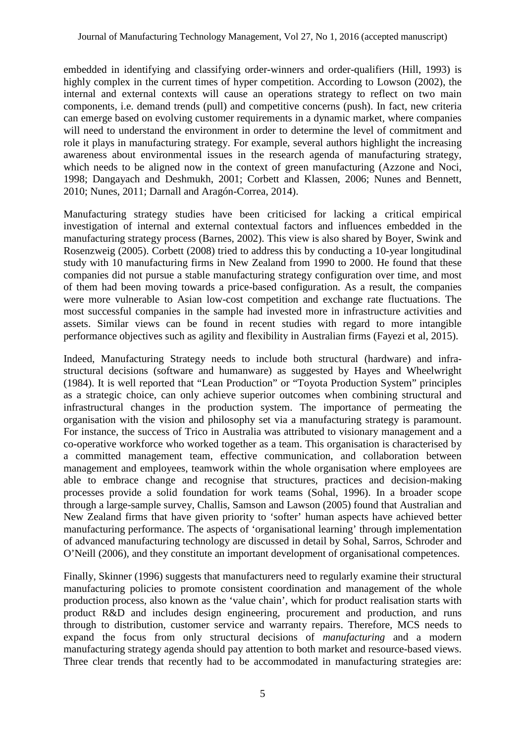embedded in identifying and classifying order-winners and order-qualifiers (Hill, 1993) is highly complex in the current times of hyper competition. According to Lowson (2002), the internal and external contexts will cause an operations strategy to reflect on two main components, i.e. demand trends (pull) and competitive concerns (push). In fact, new criteria can emerge based on evolving customer requirements in a dynamic market, where companies will need to understand the environment in order to determine the level of commitment and role it plays in manufacturing strategy. For example, several authors highlight the increasing awareness about environmental issues in the research agenda of manufacturing strategy, which needs to be aligned now in the context of green manufacturing (Azzone and Noci, 1998; Dangayach and Deshmukh, 2001; Corbett and Klassen, 2006; Nunes and Bennett, 2010; Nunes, 2011; Darnall and Aragón-Correa, 2014).

Manufacturing strategy studies have been criticised for lacking a critical empirical investigation of internal and external contextual factors and influences embedded in the manufacturing strategy process (Barnes, 2002). This view is also shared by Boyer, Swink and Rosenzweig (2005). Corbett (2008) tried to address this by conducting a 10-year longitudinal study with 10 manufacturing firms in New Zealand from 1990 to 2000. He found that these companies did not pursue a stable manufacturing strategy configuration over time, and most of them had been moving towards a price-based configuration. As a result, the companies were more vulnerable to Asian low-cost competition and exchange rate fluctuations. The most successful companies in the sample had invested more in infrastructure activities and assets. Similar views can be found in recent studies with regard to more intangible performance objectives such as agility and flexibility in Australian firms (Fayezi et al, 2015).

Indeed, Manufacturing Strategy needs to include both structural (hardware) and infra-structural decisions (software and humanware) as suggested by Hayes and Wheelwright (1984). It is well reported that "Lean Production" or "Toyota Production System" principles as a strategic choice, can only achieve superior outcomes when combining structural and infrastructural changes in the production system. The importance of permeating the organisation with the vision and philosophy set via a manufacturing strategy is paramount. For instance, the success of Trico in Australia was attributed to visionary management and a co-operative workforce who worked together as a team. This organisation is characterised by a committed management team, effective communication, and collaboration between management and employees, teamwork within the whole organisation where employees are able to embrace change and recognise that structures, practices and decision-making processes provide a solid foundation for work teams (Sohal, 1996). In a broader scope through a large-sample survey, Challis, Samson and Lawson (2005) found that Australian and New Zealand firms that have given priority to 'softer' human aspects have achieved better manufacturing performance. The aspects of 'organisational learning' through implementation of advanced manufacturing technology are discussed in detail by Sohal, Sarros, Schroder and O'Neill (2006), and they constitute an important development of organisational competences.

Finally, Skinner (1996) suggests that manufacturers need to regularly examine their structural manufacturing policies to promote consistent coordination and management of the whole production process, also known as the 'value chain', which for product realisation starts with product R&D and includes design engineering, procurement and production, and runs through to distribution, customer service and warranty repairs. Therefore, MCS needs to expand the focus from only structural decisions of *manufacturing* and a modern manufacturing strategy agenda should pay attention to both market and resource-based views. Three clear trends that recently had to be accommodated in manufacturing strategies are: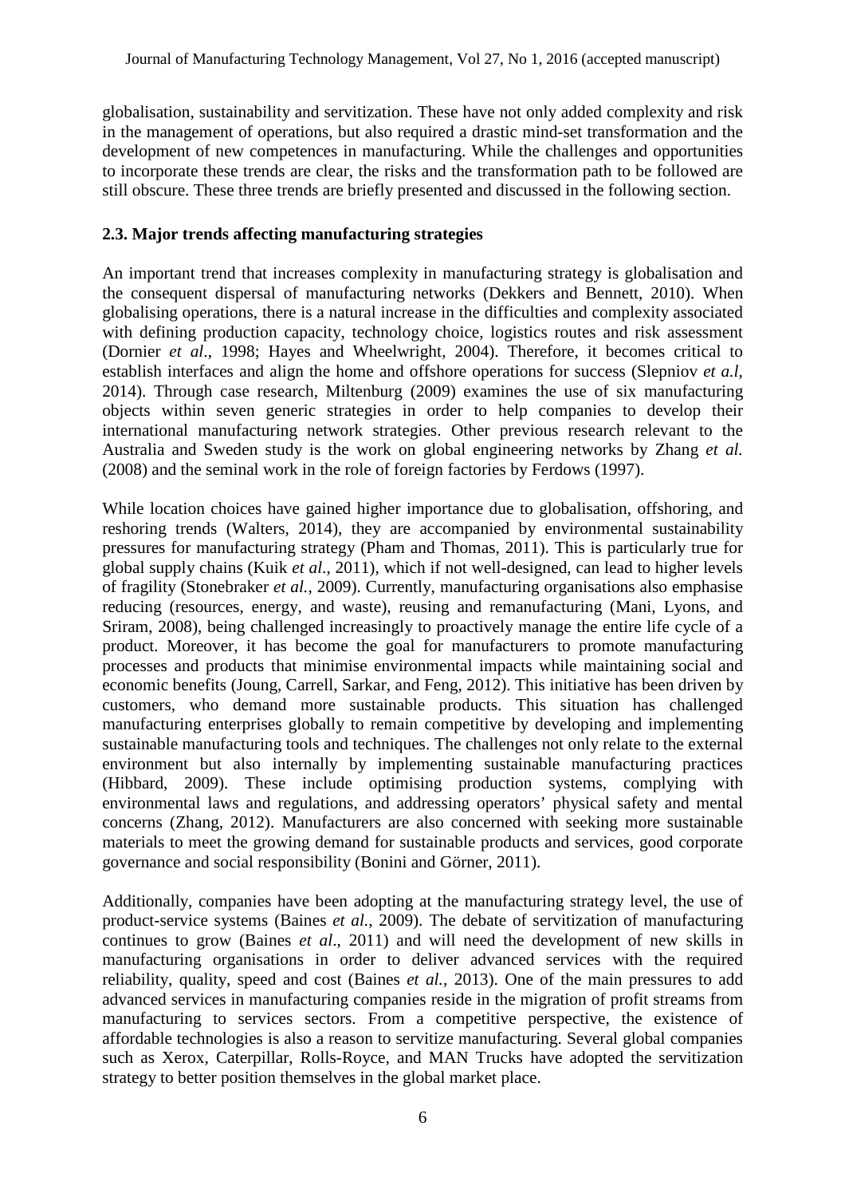globalisation, sustainability and servitization. These have not only added complexity and risk in the management of operations, but also required a drastic mind-set transformation and the development of new competences in manufacturing. While the challenges and opportunities to incorporate these trends are clear, the risks and the transformation path to be followed are still obscure. These three trends are briefly presented and discussed in the following section.

## 2.3. Major trends affecting manufacturing strategies

An important trend that increases complexity in manufacturing strategy is globalisation and the consequent dispersal of manufacturing networks (Dekkers and Bennett, 2010). When globalising operations, there is a natural increase in the difficulties and complexity associated with defining production capacity, technology choice, logistics routes and risk assessment (Dornier *et al*., 1998; Hayes and Wheelwright, 2004). Therefore, it becomes critical to establish interfaces and align the home and offshore operations for success (Slepniov *et a.l*, 2014). Through case research, Miltenburg (2009) examines the use of six manufacturing objects within seven generic strategies in order to help companies to develop their international manufacturing network strategies. Other previous research relevant to the Australia and Sweden study is the work on global engineering networks by Zhang *et al.* (2008) and the seminal work in the role of foreign factories by Ferdows (1997).

While location choices have gained higher importance due to globalisation, offshoring, and reshoring trends (Walters, 2014), they are accompanied by environmental sustainability pressures for manufacturing strategy (Pham and Thomas, 2011). This is particularly true for global supply chains (Kuik *et al*., 2011), which if not well-designed, can lead to higher levels of fragility (Stonebraker *et al.*, 2009). Currently, manufacturing organisations also emphasise reducing (resources, energy, and waste), reusing and remanufacturing (Mani, Lyons, and Sriram, 2008), being challenged increasingly to proactively manage the entire life cycle of a product. Moreover, it has become the goal for manufacturers to promote manufacturing processes and products that minimise environmental impacts while maintaining social and economic benefits (Joung, Carrell, Sarkar, and Feng, 2012). This initiative has been driven by customers, who demand more sustainable products. This situation has challenged manufacturing enterprises globally to remain competitive by developing and implementing sustainable manufacturing tools and techniques. The challenges not only relate to the external environment but also internally by implementing sustainable manufacturing practices (Hibbard, 2009). These include optimising production systems, complying with environmental laws and regulations, and addressing operators' physical safety and mental concerns (Zhang, 2012). Manufacturers are also concerned with seeking more sustainable materials to meet the growing demand for sustainable products and services, good corporate governance and social responsibility (Bonini and Görner, 2011).

Additionally, companies have been adopting at the manufacturing strategy level, the use of product-service systems (Baines *et al.*, 2009). The debate of servitization of manufacturing continues to grow (Baines *et al*., 2011) and will need the development of new skills in manufacturing organisations in order to deliver advanced services with the required reliability, quality, speed and cost (Baines *et al.*, 2013). One of the main pressures to add advanced services in manufacturing companies reside in the migration of profit streams from manufacturing to services sectors. From a competitive perspective, the existence of affordable technologies is also a reason to servitize manufacturing. Several global companies such as Xerox, Caterpillar, Rolls-Royce, and MAN Trucks have adopted the servitization strategy to better position themselves in the global market place.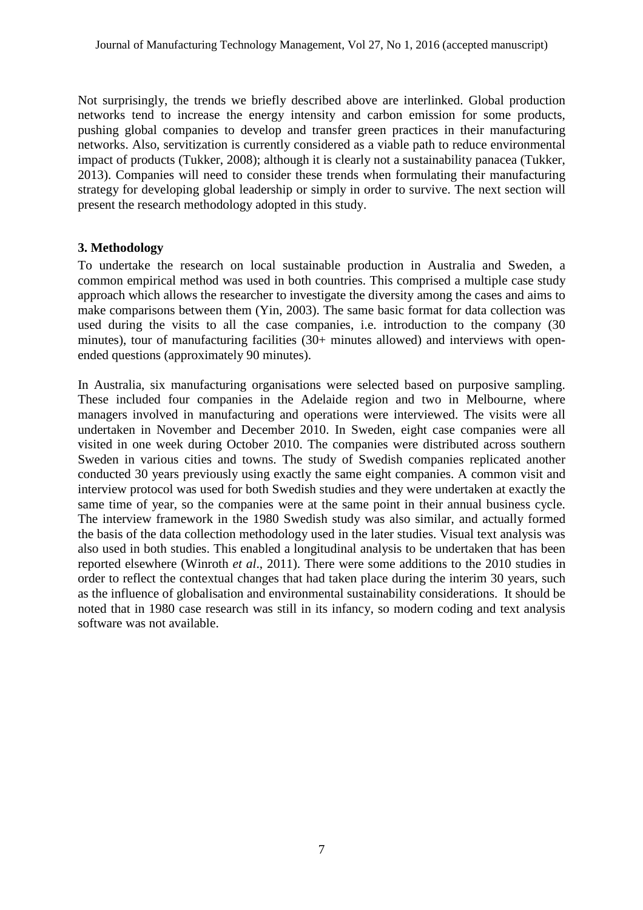Not surprisingly, the trends we briefly described above are interlinked. Global production networks tend to increase the energy intensity and carbon emission for some products, pushing global companies to develop and transfer green practices in their manufacturing networks. Also, servitization is currently considered as a viable path to reduce environmental impact of products (Tukker, 2008); although it is clearly not a sustainability panacea (Tukker, 2013). Companies will need to consider these trends when formulating their manufacturing strategy for developing global leadership or simply in order to survive. The next section will present the research methodology adopted in this study.

## 3. Methodology

To undertake the research on local sustainable production in Australia and Sweden, a common empirical method was used in both countries. This comprised a multiple case study approach which allows the researcher to investigate the diversity among the cases and aims to make comparisons between them (Yin, 2003). The same basic format for data collection was used during the visits to all the case companies, i.e. introduction to the company (30 minutes), tour of manufacturing facilities (30+ minutes allowed) and interviews with open-ended questions (approximately 90 minutes).

In Australia, six manufacturing organisations were selected based on purposive sampling. These included four companies in the Adelaide region and two in Melbourne, where managers involved in manufacturing and operations were interviewed. The visits were all undertaken in November and December 2010. In Sweden, eight case companies were all visited in one week during October 2010. The companies were distributed across southern Sweden in various cities and towns. The study of Swedish companies replicated another conducted 30 years previously using exactly the same eight companies. A common visit and interview protocol was used for both Swedish studies and they were undertaken at exactly the same time of year, so the companies were at the same point in their annual business cycle. The interview framework in the 1980 Swedish study was also similar, and actually formed the basis of the data collection methodology used in the later studies. Visual text analysis was also used in both studies. This enabled a longitudinal analysis to be undertaken that has been reported elsewhere (Winroth *et al*., 2011). There were some additions to the 2010 studies in order to reflect the contextual changes that had taken place during the interim 30 years, such as the influence of globalisation and environmental sustainability considerations. It should be noted that in 1980 case research was still in its infancy, so modern coding and text analysis software was not available.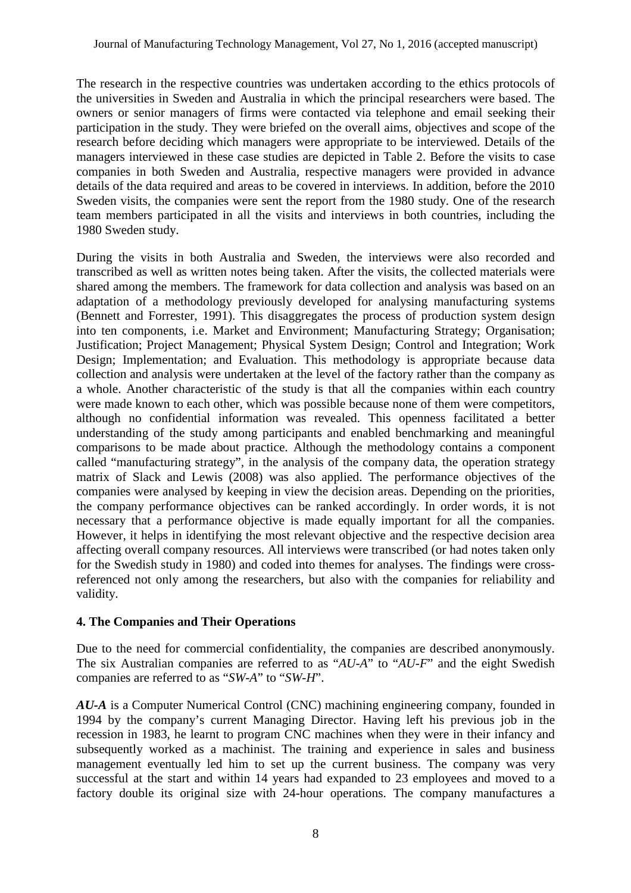The research in the respective countries was undertaken according to the ethics protocols of the universities in Sweden and Australia in which the principal researchers were based. The owners or senior managers of firms were contacted via telephone and email seeking their participation in the study. They were briefed on the overall aims, objectives and scope of the research before deciding which managers were appropriate to be interviewed. Details of the managers interviewed in these case studies are depicted in Table 2. Before the visits to case companies in both Sweden and Australia, respective managers were provided in advance details of the data required and areas to be covered in interviews. In addition, before the 2010 Sweden visits, the companies were sent the report from the 1980 study. One of the research team members participated in all the visits and interviews in both countries, including the 1980 Sweden study.

During the visits in both Australia and Sweden, the interviews were also recorded and transcribed as well as written notes being taken. After the visits, the collected materials were shared among the members. The framework for data collection and analysis was based on an adaptation of a methodology previously developed for analysing manufacturing systems (Bennett and Forrester, 1991). This disaggregates the process of production system design into ten components, i.e. Market and Environment; Manufacturing Strategy; Organisation; Justification; Project Management; Physical System Design; Control and Integration; Work Design; Implementation; and Evaluation. This methodology is appropriate because data collection and analysis were undertaken at the level of the factory rather than the company as a whole. Another characteristic of the study is that all the companies within each country were made known to each other, which was possible because none of them were competitors, although no confidential information was revealed. This openness facilitated a better understanding of the study among participants and enabled benchmarking and meaningful comparisons to be made about practice. Although the methodology contains a component called "manufacturing strategy", in the analysis of the company data, the operation strategy matrix of Slack and Lewis (2008) was also applied. The performance objectives of the companies were analysed by keeping in view the decision areas. Depending on the priorities, the company performance objectives can be ranked accordingly. In order words, it is not necessary that a performance objective is made equally important for all the companies. However, it helps in identifying the most relevant objective and the respective decision area affecting overall company resources. All interviews were transcribed (or had notes taken only for the Swedish study in 1980) and coded into themes for analyses. The findings were cross-referenced not only among the researchers, but also with the companies for reliability and validity.

## 4. The Companies and Their Operations

Due to the need for commercial confidentiality, the companies are described anonymously. The six Australian companies are referred to as "*AU-A*" to "*AU-F*" and the eight Swedish companies are referred to as "*SW-A*" to "*SW-H*".

***AU-A*** is a Computer Numerical Control (CNC) machining engineering company, founded in 1994 by the company's current Managing Director. Having left his previous job in the recession in 1983, he learnt to program CNC machines when they were in their infancy and subsequently worked as a machinist. The training and experience in sales and business management eventually led him to set up the current business. The company was very successful at the start and within 14 years had expanded to 23 employees and moved to a factory double its original size with 24-hour operations. The company manufactures a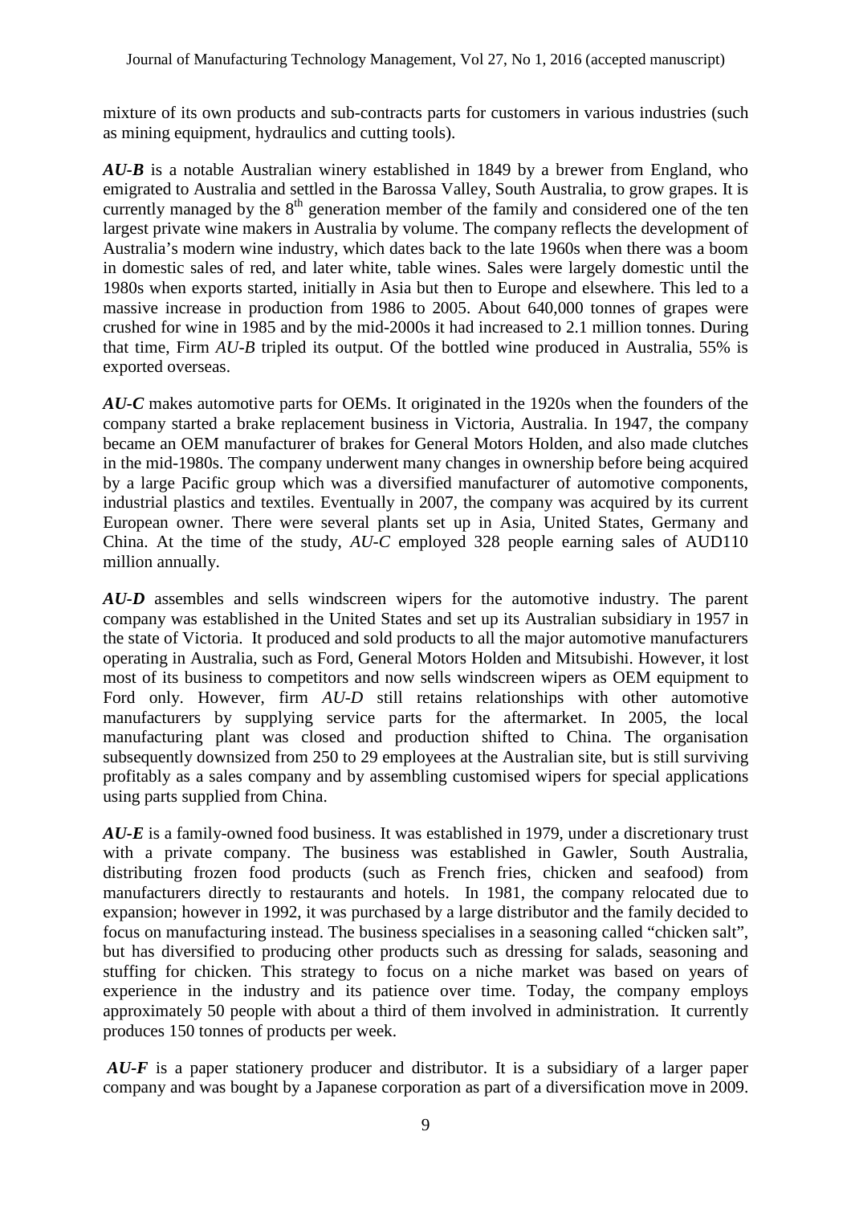mixture of its own products and sub-contracts parts for customers in various industries (such as mining equipment, hydraulics and cutting tools).

***AU-B*** is a notable Australian winery established in 1849 by a brewer from England, who emigrated to Australia and settled in the Barossa Valley, South Australia, to grow grapes. It is currently managed by the 8th generation member of the family and considered one of the ten largest private wine makers in Australia by volume. The company reflects the development of Australia's modern wine industry, which dates back to the late 1960s when there was a boom in domestic sales of red, and later white, table wines. Sales were largely domestic until the 1980s when exports started, initially in Asia but then to Europe and elsewhere. This led to a massive increase in production from 1986 to 2005. About 640,000 tonnes of grapes were crushed for wine in 1985 and by the mid-2000s it had increased to 2.1 million tonnes. During that time, Firm *AU-B* tripled its output. Of the bottled wine produced in Australia, 55% is exported overseas.

***AU-C*** makes automotive parts for OEMs. It originated in the 1920s when the founders of the company started a brake replacement business in Victoria, Australia. In 1947, the company became an OEM manufacturer of brakes for General Motors Holden, and also made clutches in the mid-1980s. The company underwent many changes in ownership before being acquired by a large Pacific group which was a diversified manufacturer of automotive components, industrial plastics and textiles. Eventually in 2007, the company was acquired by its current European owner. There were several plants set up in Asia, United States, Germany and China. At the time of the study, *AU-C* employed 328 people earning sales of AUD110 million annually.

***AU-D*** assembles and sells windscreen wipers for the automotive industry. The parent company was established in the United States and set up its Australian subsidiary in 1957 in the state of Victoria. It produced and sold products to all the major automotive manufacturers operating in Australia, such as Ford, General Motors Holden and Mitsubishi. However, it lost most of its business to competitors and now sells windscreen wipers as OEM equipment to Ford only. However, firm *AU-D* still retains relationships with other automotive manufacturers by supplying service parts for the aftermarket. In 2005, the local manufacturing plant was closed and production shifted to China. The organisation subsequently downsized from 250 to 29 employees at the Australian site, but is still surviving profitably as a sales company and by assembling customised wipers for special applications using parts supplied from China.

***AU-E*** is a family-owned food business. It was established in 1979, under a discretionary trust with a private company. The business was established in Gawler, South Australia, distributing frozen food products (such as French fries, chicken and seafood) from manufacturers directly to restaurants and hotels. In 1981, the company relocated due to expansion; however in 1992, it was purchased by a large distributor and the family decided to focus on manufacturing instead. The business specialises in a seasoning called "chicken salt", but has diversified to producing other products such as dressing for salads, seasoning and stuffing for chicken. This strategy to focus on a niche market was based on years of experience in the industry and its patience over time. Today, the company employs approximately 50 people with about a third of them involved in administration. It currently produces 150 tonnes of products per week.

***AU-F*** is a paper stationery producer and distributor. It is a subsidiary of a larger paper company and was bought by a Japanese corporation as part of a diversification move in 2009.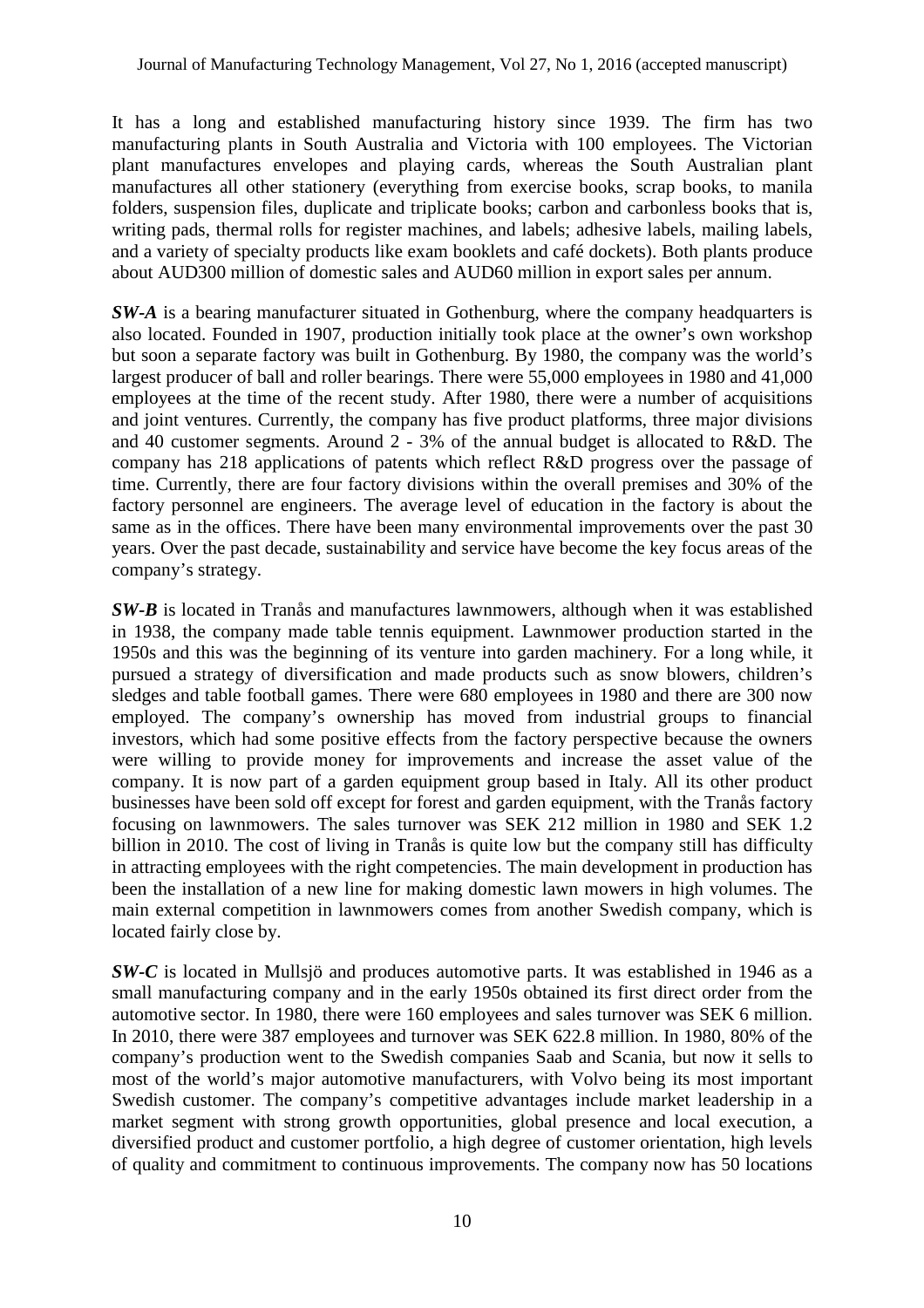It has a long and established manufacturing history since 1939. The firm has two manufacturing plants in South Australia and Victoria with 100 employees. The Victorian plant manufactures envelopes and playing cards, whereas the South Australian plant manufactures all other stationery (everything from exercise books, scrap books, to manila folders, suspension files, duplicate and triplicate books; carbon and carbonless books that is, writing pads, thermal rolls for register machines, and labels; adhesive labels, mailing labels, and a variety of specialty products like exam booklets and café dockets). Both plants produce about AUD300 million of domestic sales and AUD60 million in export sales per annum.

***SW-A*** is a bearing manufacturer situated in Gothenburg, where the company headquarters is also located. Founded in 1907, production initially took place at the owner's own workshop but soon a separate factory was built in Gothenburg. By 1980, the company was the world's largest producer of ball and roller bearings. There were 55,000 employees in 1980 and 41,000 employees at the time of the recent study. After 1980, there were a number of acquisitions and joint ventures. Currently, the company has five product platforms, three major divisions and 40 customer segments. Around 2 - 3% of the annual budget is allocated to R&D. The company has 218 applications of patents which reflect R&D progress over the passage of time. Currently, there are four factory divisions within the overall premises and 30% of the factory personnel are engineers. The average level of education in the factory is about the same as in the offices. There have been many environmental improvements over the past 30 years. Over the past decade, sustainability and service have become the key focus areas of the company's strategy.

***SW-B*** is located in Tranås and manufactures lawnmowers, although when it was established in 1938, the company made table tennis equipment. Lawnmower production started in the 1950s and this was the beginning of its venture into garden machinery. For a long while, it pursued a strategy of diversification and made products such as snow blowers, children's sledges and table football games. There were 680 employees in 1980 and there are 300 now employed. The company's ownership has moved from industrial groups to financial investors, which had some positive effects from the factory perspective because the owners were willing to provide money for improvements and increase the asset value of the company. It is now part of a garden equipment group based in Italy. All its other product businesses have been sold off except for forest and garden equipment, with the Tranås factory focusing on lawnmowers. The sales turnover was SEK 212 million in 1980 and SEK 1.2 billion in 2010. The cost of living in Tranås is quite low but the company still has difficulty in attracting employees with the right competencies. The main development in production has been the installation of a new line for making domestic lawn mowers in high volumes. The main external competition in lawnmowers comes from another Swedish company, which is located fairly close by.

***SW-C*** is located in Mullsjö and produces automotive parts. It was established in 1946 as a small manufacturing company and in the early 1950s obtained its first direct order from the automotive sector. In 1980, there were 160 employees and sales turnover was SEK 6 million. In 2010, there were 387 employees and turnover was SEK 622.8 million. In 1980, 80% of the company's production went to the Swedish companies Saab and Scania, but now it sells to most of the world's major automotive manufacturers, with Volvo being its most important Swedish customer. The company's competitive advantages include market leadership in a market segment with strong growth opportunities, global presence and local execution, a diversified product and customer portfolio, a high degree of customer orientation, high levels of quality and commitment to continuous improvements. The company now has 50 locations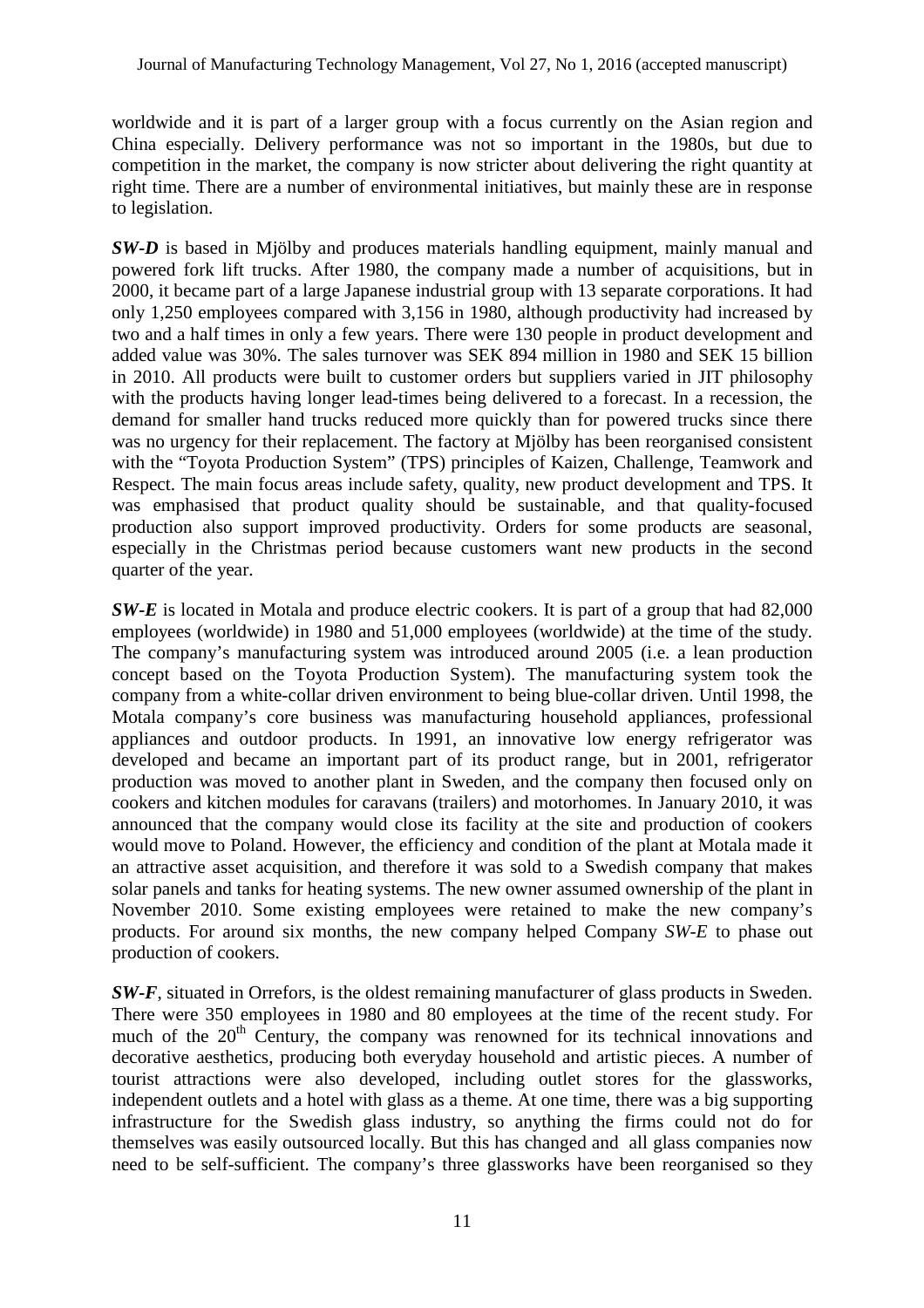worldwide and it is part of a larger group with a focus currently on the Asian region and China especially. Delivery performance was not so important in the 1980s, but due to competition in the market, the company is now stricter about delivering the right quantity at right time. There are a number of environmental initiatives, but mainly these are in response to legislation.

***SW-D*** is based in Mjölby and produces materials handling equipment, mainly manual and powered fork lift trucks. After 1980, the company made a number of acquisitions, but in 2000, it became part of a large Japanese industrial group with 13 separate corporations. It had only 1,250 employees compared with 3,156 in 1980, although productivity had increased by two and a half times in only a few years. There were 130 people in product development and added value was 30%. The sales turnover was SEK 894 million in 1980 and SEK 15 billion in 2010. All products were built to customer orders but suppliers varied in JIT philosophy with the products having longer lead-times being delivered to a forecast. In a recession, the demand for smaller hand trucks reduced more quickly than for powered trucks since there was no urgency for their replacement. The factory at Mjölby has been reorganised consistent with the "Toyota Production System" (TPS) principles of Kaizen, Challenge, Teamwork and Respect. The main focus areas include safety, quality, new product development and TPS. It was emphasised that product quality should be sustainable, and that quality-focused production also support improved productivity. Orders for some products are seasonal, especially in the Christmas period because customers want new products in the second quarter of the year.

***SW-E*** is located in Motala and produce electric cookers. It is part of a group that had 82,000 employees (worldwide) in 1980 and 51,000 employees (worldwide) at the time of the study. The company's manufacturing system was introduced around 2005 (i.e. a lean production concept based on the Toyota Production System). The manufacturing system took the company from a white-collar driven environment to being blue-collar driven. Until 1998, the Motala company's core business was manufacturing household appliances, professional appliances and outdoor products. In 1991, an innovative low energy refrigerator was developed and became an important part of its product range, but in 2001, refrigerator production was moved to another plant in Sweden, and the company then focused only on cookers and kitchen modules for caravans (trailers) and motorhomes. In January 2010, it was announced that the company would close its facility at the site and production of cookers would move to Poland. However, the efficiency and condition of the plant at Motala made it an attractive asset acquisition, and therefore it was sold to a Swedish company that makes solar panels and tanks for heating systems. The new owner assumed ownership of the plant in November 2010. Some existing employees were retained to make the new company's products. For around six months, the new company helped Company *SW-E* to phase out production of cookers.

***SW-F***, situated in Orrefors, is the oldest remaining manufacturer of glass products in Sweden. There were 350 employees in 1980 and 80 employees at the time of the recent study. For much of the 20th Century, the company was renowned for its technical innovations and decorative aesthetics, producing both everyday household and artistic pieces. A number of tourist attractions were also developed, including outlet stores for the glassworks, independent outlets and a hotel with glass as a theme. At one time, there was a big supporting infrastructure for the Swedish glass industry, so anything the firms could not do for themselves was easily outsourced locally. But this has changed and all glass companies now need to be self-sufficient. The company's three glassworks have been reorganised so they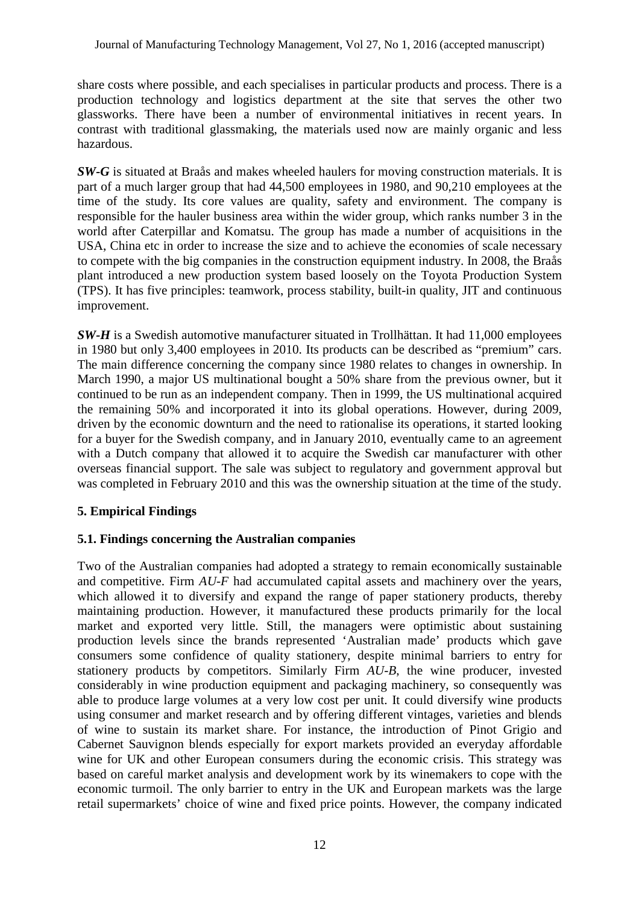share costs where possible, and each specialises in particular products and process. There is a production technology and logistics department at the site that serves the other two glassworks. There have been a number of environmental initiatives in recent years. In contrast with traditional glassmaking, the materials used now are mainly organic and less hazardous.

***SW-G*** is situated at Braås and makes wheeled haulers for moving construction materials. It is part of a much larger group that had 44,500 employees in 1980, and 90,210 employees at the time of the study. Its core values are quality, safety and environment. The company is responsible for the hauler business area within the wider group, which ranks number 3 in the world after Caterpillar and Komatsu. The group has made a number of acquisitions in the USA, China etc in order to increase the size and to achieve the economies of scale necessary to compete with the big companies in the construction equipment industry. In 2008, the Braås plant introduced a new production system based loosely on the Toyota Production System (TPS). It has five principles: teamwork, process stability, built-in quality, JIT and continuous improvement.

***SW-H*** is a Swedish automotive manufacturer situated in Trollhättan. It had 11,000 employees in 1980 but only 3,400 employees in 2010. Its products can be described as "premium" cars. The main difference concerning the company since 1980 relates to changes in ownership. In March 1990, a major US multinational bought a 50% share from the previous owner, but it continued to be run as an independent company. Then in 1999, the US multinational acquired the remaining 50% and incorporated it into its global operations. However, during 2009, driven by the economic downturn and the need to rationalise its operations, it started looking for a buyer for the Swedish company, and in January 2010, eventually came to an agreement with a Dutch company that allowed it to acquire the Swedish car manufacturer with other overseas financial support. The sale was subject to regulatory and government approval but was completed in February 2010 and this was the ownership situation at the time of the study.

## 5. Empirical Findings

### 5.1. Findings concerning the Australian companies

Two of the Australian companies had adopted a strategy to remain economically sustainable and competitive. Firm *AU-F* had accumulated capital assets and machinery over the years, which allowed it to diversify and expand the range of paper stationery products, thereby maintaining production. However, it manufactured these products primarily for the local market and exported very little. Still, the managers were optimistic about sustaining production levels since the brands represented 'Australian made' products which gave consumers some confidence of quality stationery, despite minimal barriers to entry for stationery products by competitors. Similarly Firm *AU-B*, the wine producer, invested considerably in wine production equipment and packaging machinery, so consequently was able to produce large volumes at a very low cost per unit. It could diversify wine products using consumer and market research and by offering different vintages, varieties and blends of wine to sustain its market share. For instance, the introduction of Pinot Grigio and Cabernet Sauvignon blends especially for export markets provided an everyday affordable wine for UK and other European consumers during the economic crisis. This strategy was based on careful market analysis and development work by its winemakers to cope with the economic turmoil. The only barrier to entry in the UK and European markets was the large retail supermarkets' choice of wine and fixed price points. However, the company indicated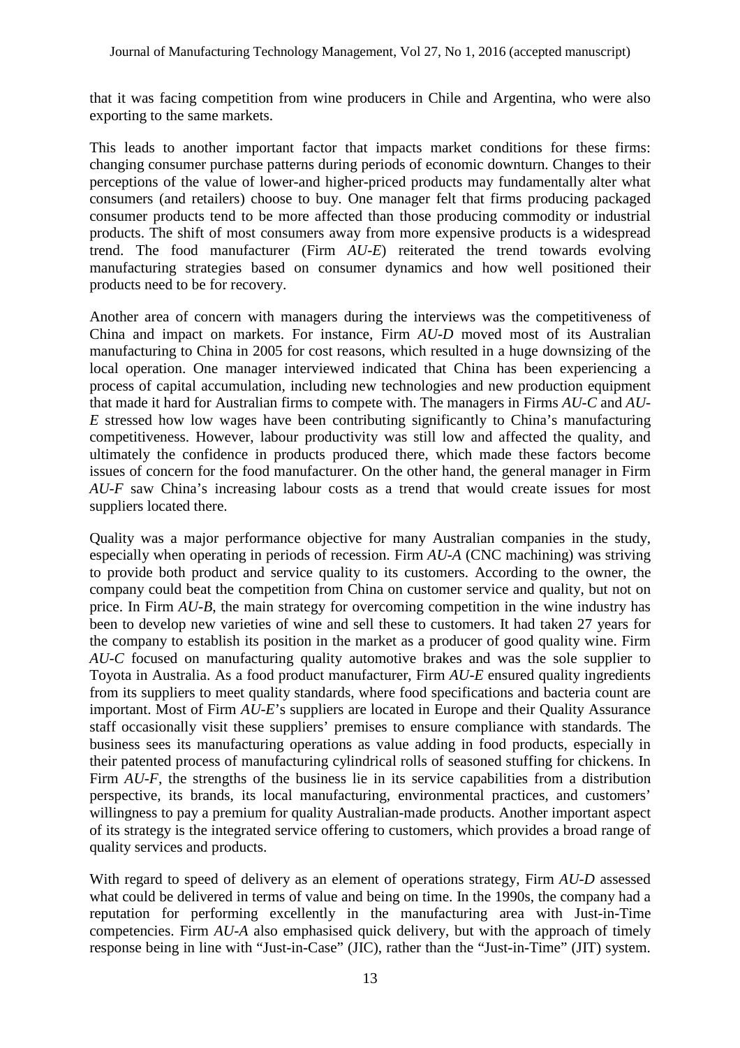that it was facing competition from wine producers in Chile and Argentina, who were also exporting to the same markets.

This leads to another important factor that impacts market conditions for these firms: changing consumer purchase patterns during periods of economic downturn. Changes to their perceptions of the value of lower-and higher-priced products may fundamentally alter what consumers (and retailers) choose to buy. One manager felt that firms producing packaged consumer products tend to be more affected than those producing commodity or industrial products. The shift of most consumers away from more expensive products is a widespread trend. The food manufacturer (Firm *AU-E*) reiterated the trend towards evolving manufacturing strategies based on consumer dynamics and how well positioned their products need to be for recovery.

Another area of concern with managers during the interviews was the competitiveness of China and impact on markets. For instance, Firm *AU-D* moved most of its Australian manufacturing to China in 2005 for cost reasons, which resulted in a huge downsizing of the local operation. One manager interviewed indicated that China has been experiencing a process of capital accumulation, including new technologies and new production equipment that made it hard for Australian firms to compete with. The managers in Firms *AU-C* and *AU-E* stressed how low wages have been contributing significantly to China's manufacturing competitiveness. However, labour productivity was still low and affected the quality, and ultimately the confidence in products produced there, which made these factors become issues of concern for the food manufacturer. On the other hand, the general manager in Firm *AU-F* saw China's increasing labour costs as a trend that would create issues for most suppliers located there.

Quality was a major performance objective for many Australian companies in the study, especially when operating in periods of recession. Firm *AU-A* (CNC machining) was striving to provide both product and service quality to its customers. According to the owner, the company could beat the competition from China on customer service and quality, but not on price. In Firm *AU-B*, the main strategy for overcoming competition in the wine industry has been to develop new varieties of wine and sell these to customers. It had taken 27 years for the company to establish its position in the market as a producer of good quality wine. Firm *AU-C* focused on manufacturing quality automotive brakes and was the sole supplier to Toyota in Australia. As a food product manufacturer, Firm *AU-E* ensured quality ingredients from its suppliers to meet quality standards, where food specifications and bacteria count are important. Most of Firm *AU-E*'s suppliers are located in Europe and their Quality Assurance staff occasionally visit these suppliers' premises to ensure compliance with standards. The business sees its manufacturing operations as value adding in food products, especially in their patented process of manufacturing cylindrical rolls of seasoned stuffing for chickens. In Firm *AU-F*, the strengths of the business lie in its service capabilities from a distribution perspective, its brands, its local manufacturing, environmental practices, and customers' willingness to pay a premium for quality Australian-made products. Another important aspect of its strategy is the integrated service offering to customers, which provides a broad range of quality services and products.

With regard to speed of delivery as an element of operations strategy, Firm *AU-D* assessed what could be delivered in terms of value and being on time. In the 1990s, the company had a reputation for performing excellently in the manufacturing area with Just-in-Time competencies. Firm *AU-A* also emphasised quick delivery, but with the approach of timely response being in line with "Just-in-Case" (JIC), rather than the "Just-in-Time" (JIT) system.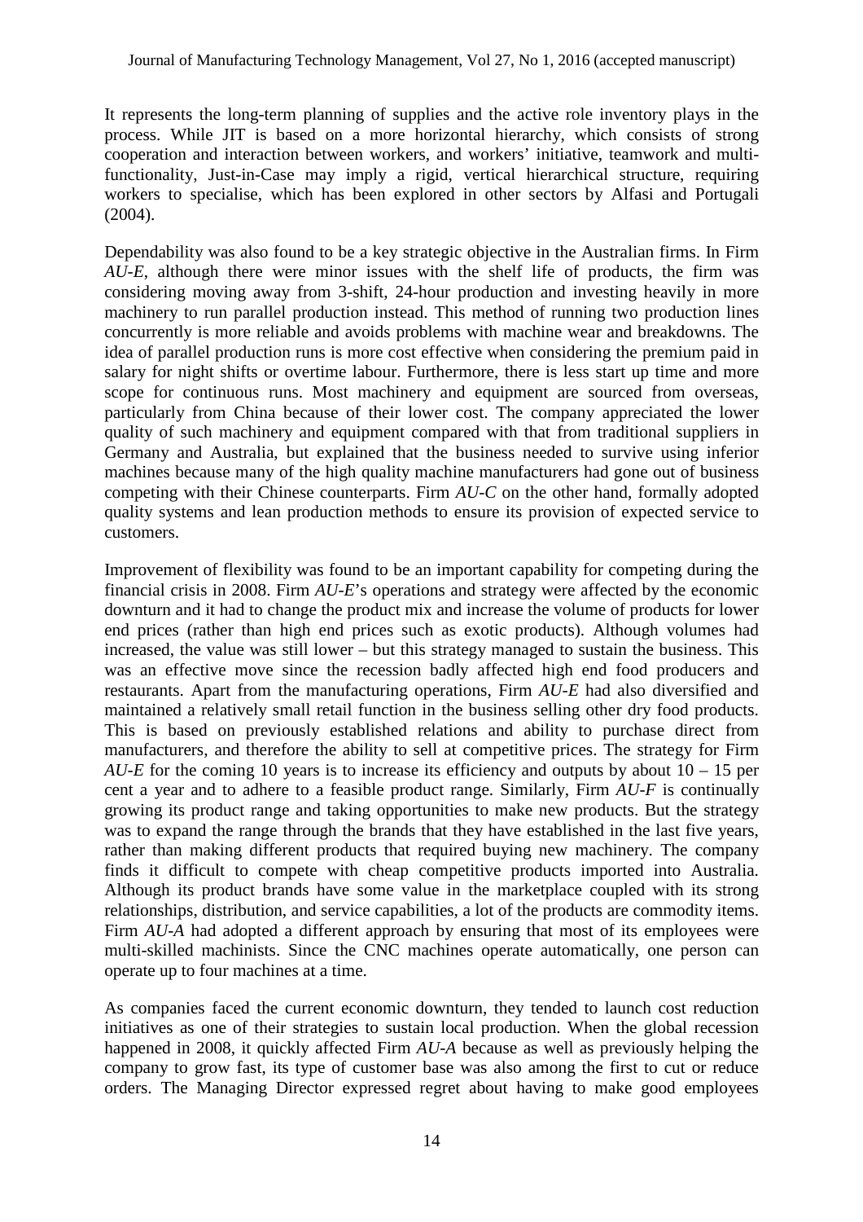It represents the long-term planning of supplies and the active role inventory plays in the process. While JIT is based on a more horizontal hierarchy, which consists of strong cooperation and interaction between workers, and workers' initiative, teamwork and multi-functionality, Just-in-Case may imply a rigid, vertical hierarchical structure, requiring workers to specialise, which has been explored in other sectors by Alfasi and Portugali (2004).

Dependability was also found to be a key strategic objective in the Australian firms. In Firm *AU-E*, although there were minor issues with the shelf life of products, the firm was considering moving away from 3-shift, 24-hour production and investing heavily in more machinery to run parallel production instead. This method of running two production lines concurrently is more reliable and avoids problems with machine wear and breakdowns. The idea of parallel production runs is more cost effective when considering the premium paid in salary for night shifts or overtime labour. Furthermore, there is less start up time and more scope for continuous runs. Most machinery and equipment are sourced from overseas, particularly from China because of their lower cost. The company appreciated the lower quality of such machinery and equipment compared with that from traditional suppliers in Germany and Australia, but explained that the business needed to survive using inferior machines because many of the high quality machine manufacturers had gone out of business competing with their Chinese counterparts. Firm *AU-C* on the other hand, formally adopted quality systems and lean production methods to ensure its provision of expected service to customers.

Improvement of flexibility was found to be an important capability for competing during the financial crisis in 2008. Firm *AU-E*'s operations and strategy were affected by the economic downturn and it had to change the product mix and increase the volume of products for lower end prices (rather than high end prices such as exotic products). Although volumes had increased, the value was still lower – but this strategy managed to sustain the business. This was an effective move since the recession badly affected high end food producers and restaurants. Apart from the manufacturing operations, Firm *AU-E* had also diversified and maintained a relatively small retail function in the business selling other dry food products. This is based on previously established relations and ability to purchase direct from manufacturers, and therefore the ability to sell at competitive prices. The strategy for Firm *AU-E* for the coming 10 years is to increase its efficiency and outputs by about 10 – 15 per cent a year and to adhere to a feasible product range. Similarly, Firm *AU-F* is continually growing its product range and taking opportunities to make new products. But the strategy was to expand the range through the brands that they have established in the last five years, rather than making different products that required buying new machinery. The company finds it difficult to compete with cheap competitive products imported into Australia. Although its product brands have some value in the marketplace coupled with its strong relationships, distribution, and service capabilities, a lot of the products are commodity items. Firm *AU-A* had adopted a different approach by ensuring that most of its employees were multi-skilled machinists. Since the CNC machines operate automatically, one person can operate up to four machines at a time.

As companies faced the current economic downturn, they tended to launch cost reduction initiatives as one of their strategies to sustain local production. When the global recession happened in 2008, it quickly affected Firm *AU-A* because as well as previously helping the company to grow fast, its type of customer base was also among the first to cut or reduce orders. The Managing Director expressed regret about having to make good employees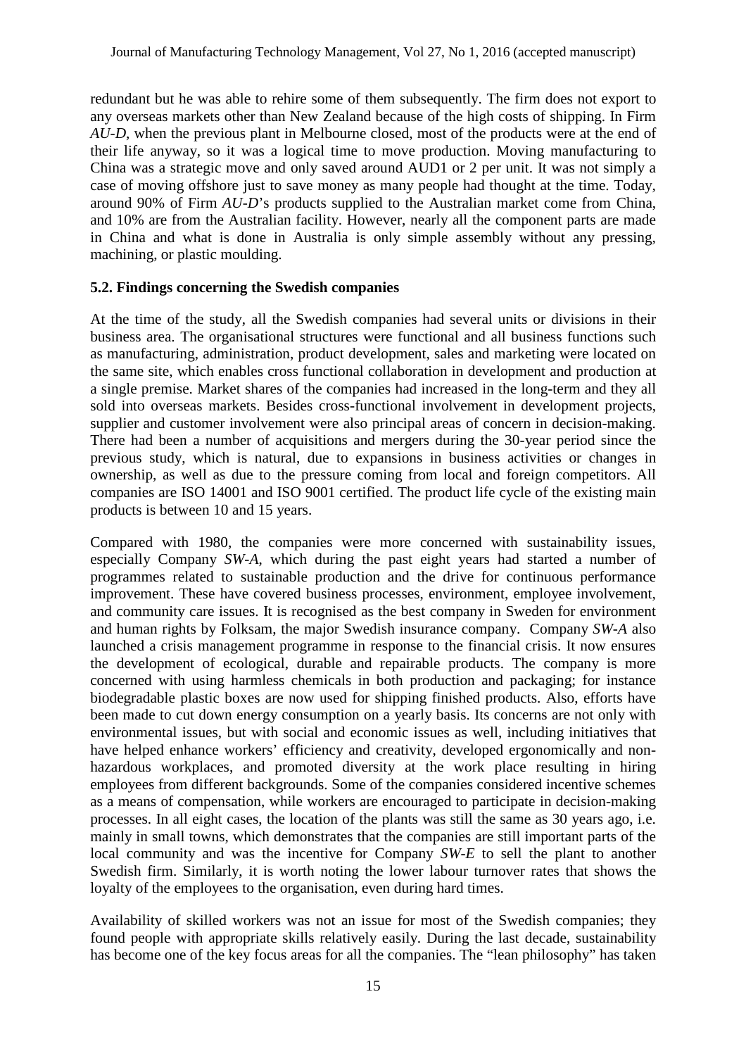redundant but he was able to rehire some of them subsequently. The firm does not export to any overseas markets other than New Zealand because of the high costs of shipping. In Firm *AU-D*, when the previous plant in Melbourne closed, most of the products were at the end of their life anyway, so it was a logical time to move production. Moving manufacturing to China was a strategic move and only saved around AUD1 or 2 per unit. It was not simply a case of moving offshore just to save money as many people had thought at the time. Today, around 90% of Firm *AU-D*'s products supplied to the Australian market come from China, and 10% are from the Australian facility. However, nearly all the component parts are made in China and what is done in Australia is only simple assembly without any pressing, machining, or plastic moulding.

### 5.2. Findings concerning the Swedish companies

At the time of the study, all the Swedish companies had several units or divisions in their business area. The organisational structures were functional and all business functions such as manufacturing, administration, product development, sales and marketing were located on the same site, which enables cross functional collaboration in development and production at a single premise. Market shares of the companies had increased in the long-term and they all sold into overseas markets. Besides cross-functional involvement in development projects, supplier and customer involvement were also principal areas of concern in decision-making. There had been a number of acquisitions and mergers during the 30-year period since the previous study, which is natural, due to expansions in business activities or changes in ownership, as well as due to the pressure coming from local and foreign competitors. All companies are ISO 14001 and ISO 9001 certified. The product life cycle of the existing main products is between 10 and 15 years.

Compared with 1980, the companies were more concerned with sustainability issues, especially Company *SW-A*, which during the past eight years had started a number of programmes related to sustainable production and the drive for continuous performance improvement. These have covered business processes, environment, employee involvement, and community care issues. It is recognised as the best company in Sweden for environment and human rights by Folksam, the major Swedish insurance company. Company *SW-A* also launched a crisis management programme in response to the financial crisis. It now ensures the development of ecological, durable and repairable products. The company is more concerned with using harmless chemicals in both production and packaging; for instance biodegradable plastic boxes are now used for shipping finished products. Also, efforts have been made to cut down energy consumption on a yearly basis. Its concerns are not only with environmental issues, but with social and economic issues as well, including initiatives that have helped enhance workers' efficiency and creativity, developed ergonomically and non-hazardous workplaces, and promoted diversity at the work place resulting in hiring employees from different backgrounds. Some of the companies considered incentive schemes as a means of compensation, while workers are encouraged to participate in decision-making processes. In all eight cases, the location of the plants was still the same as 30 years ago, i.e. mainly in small towns, which demonstrates that the companies are still important parts of the local community and was the incentive for Company *SW-E* to sell the plant to another Swedish firm. Similarly, it is worth noting the lower labour turnover rates that shows the loyalty of the employees to the organisation, even during hard times.

Availability of skilled workers was not an issue for most of the Swedish companies; they found people with appropriate skills relatively easily. During the last decade, sustainability has become one of the key focus areas for all the companies. The "lean philosophy" has taken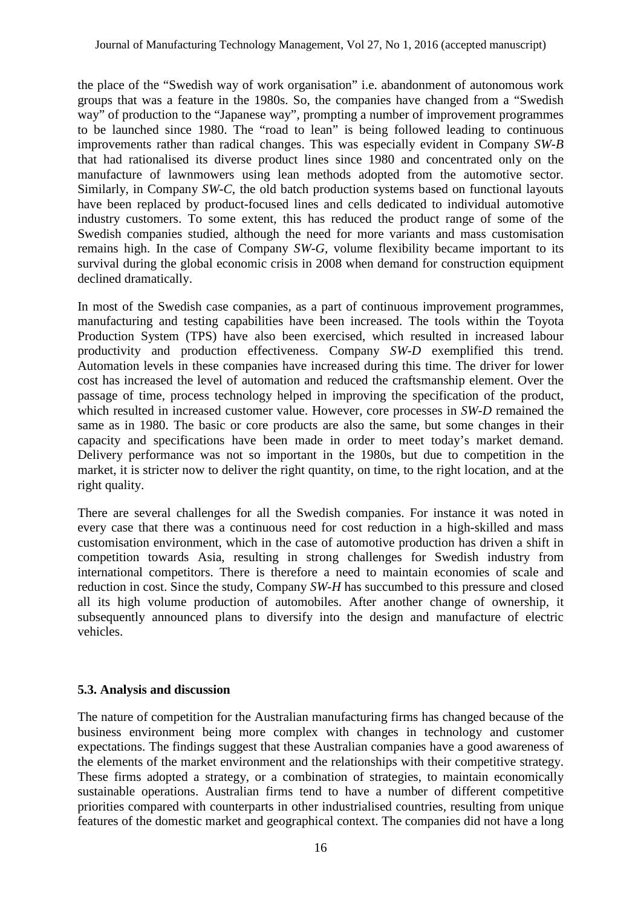the place of the “Swedish way of work organisation” i.e. abandonment of autonomous work groups that was a feature in the 1980s. So, the companies have changed from a “Swedish way” of production to the “Japanese way”, prompting a number of improvement programmes to be launched since 1980. The “road to lean” is being followed leading to continuous improvements rather than radical changes. This was especially evident in Company *SW-B* that had rationalised its diverse product lines since 1980 and concentrated only on the manufacture of lawnmowers using lean methods adopted from the automotive sector. Similarly, in Company *SW-C*, the old batch production systems based on functional layouts have been replaced by product-focused lines and cells dedicated to individual automotive industry customers. To some extent, this has reduced the product range of some of the Swedish companies studied, although the need for more variants and mass customisation remains high. In the case of Company *SW-G*, volume flexibility became important to its survival during the global economic crisis in 2008 when demand for construction equipment declined dramatically.

In most of the Swedish case companies, as a part of continuous improvement programmes, manufacturing and testing capabilities have been increased. The tools within the Toyota Production System (TPS) have also been exercised, which resulted in increased labour productivity and production effectiveness. Company *SW-D* exemplified this trend. Automation levels in these companies have increased during this time. The driver for lower cost has increased the level of automation and reduced the craftsmanship element. Over the passage of time, process technology helped in improving the specification of the product, which resulted in increased customer value. However, core processes in *SW-D* remained the same as in 1980. The basic or core products are also the same, but some changes in their capacity and specifications have been made in order to meet today’s market demand. Delivery performance was not so important in the 1980s, but due to competition in the market, it is stricter now to deliver the right quantity, on time, to the right location, and at the right quality.

There are several challenges for all the Swedish companies. For instance it was noted in every case that there was a continuous need for cost reduction in a high-skilled and mass customisation environment, which in the case of automotive production has driven a shift in competition towards Asia, resulting in strong challenges for Swedish industry from international competitors. There is therefore a need to maintain economies of scale and reduction in cost. Since the study, Company *SW-H* has succumbed to this pressure and closed all its high volume production of automobiles. After another change of ownership, it subsequently announced plans to diversify into the design and manufacture of electric vehicles.

### 5.3. Analysis and discussion

The nature of competition for the Australian manufacturing firms has changed because of the business environment being more complex with changes in technology and customer expectations. The findings suggest that these Australian companies have a good awareness of the elements of the market environment and the relationships with their competitive strategy. These firms adopted a strategy, or a combination of strategies, to maintain economically sustainable operations. Australian firms tend to have a number of different competitive priorities compared with counterparts in other industrialised countries, resulting from unique features of the domestic market and geographical context. The companies did not have a long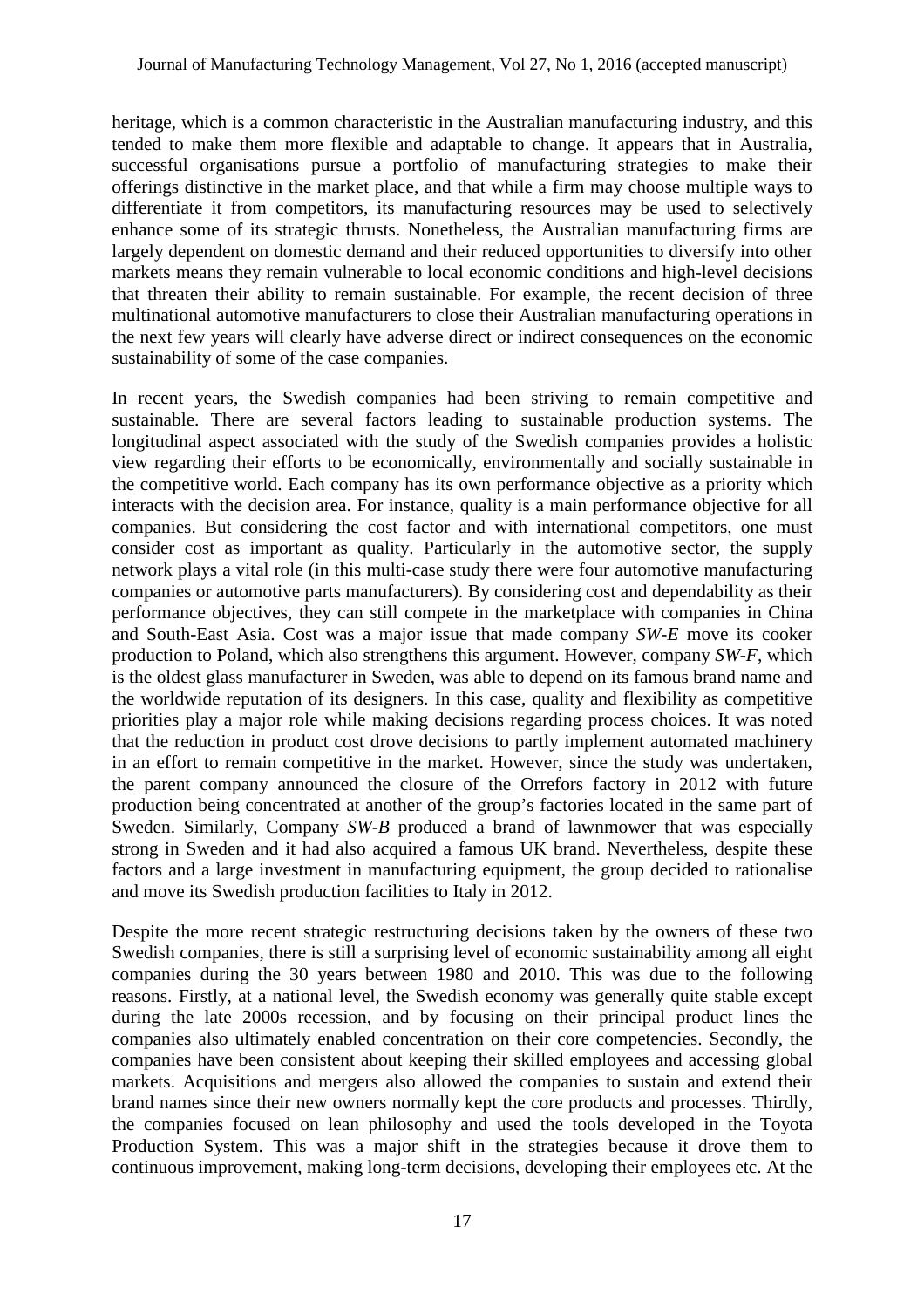heritage, which is a common characteristic in the Australian manufacturing industry, and this tended to make them more flexible and adaptable to change. It appears that in Australia, successful organisations pursue a portfolio of manufacturing strategies to make their offerings distinctive in the market place, and that while a firm may choose multiple ways to differentiate it from competitors, its manufacturing resources may be used to selectively enhance some of its strategic thrusts. Nonetheless, the Australian manufacturing firms are largely dependent on domestic demand and their reduced opportunities to diversify into other markets means they remain vulnerable to local economic conditions and high-level decisions that threaten their ability to remain sustainable. For example, the recent decision of three multinational automotive manufacturers to close their Australian manufacturing operations in the next few years will clearly have adverse direct or indirect consequences on the economic sustainability of some of the case companies.

In recent years, the Swedish companies had been striving to remain competitive and sustainable. There are several factors leading to sustainable production systems. The longitudinal aspect associated with the study of the Swedish companies provides a holistic view regarding their efforts to be economically, environmentally and socially sustainable in the competitive world. Each company has its own performance objective as a priority which interacts with the decision area. For instance, quality is a main performance objective for all companies. But considering the cost factor and with international competitors, one must consider cost as important as quality. Particularly in the automotive sector, the supply network plays a vital role (in this multi-case study there were four automotive manufacturing companies or automotive parts manufacturers). By considering cost and dependability as their performance objectives, they can still compete in the marketplace with companies in China and South-East Asia. Cost was a major issue that made company *SW-E* move its cooker production to Poland, which also strengthens this argument. However, company *SW-F*, which is the oldest glass manufacturer in Sweden, was able to depend on its famous brand name and the worldwide reputation of its designers. In this case, quality and flexibility as competitive priorities play a major role while making decisions regarding process choices. It was noted that the reduction in product cost drove decisions to partly implement automated machinery in an effort to remain competitive in the market. However, since the study was undertaken, the parent company announced the closure of the Orrefors factory in 2012 with future production being concentrated at another of the group's factories located in the same part of Sweden. Similarly, Company *SW-B* produced a brand of lawnmower that was especially strong in Sweden and it had also acquired a famous UK brand. Nevertheless, despite these factors and a large investment in manufacturing equipment, the group decided to rationalise and move its Swedish production facilities to Italy in 2012.

Despite the more recent strategic restructuring decisions taken by the owners of these two Swedish companies, there is still a surprising level of economic sustainability among all eight companies during the 30 years between 1980 and 2010. This was due to the following reasons. Firstly, at a national level, the Swedish economy was generally quite stable except during the late 2000s recession, and by focusing on their principal product lines the companies also ultimately enabled concentration on their core competencies. Secondly, the companies have been consistent about keeping their skilled employees and accessing global markets. Acquisitions and mergers also allowed the companies to sustain and extend their brand names since their new owners normally kept the core products and processes. Thirdly, the companies focused on lean philosophy and used the tools developed in the Toyota Production System. This was a major shift in the strategies because it drove them to continuous improvement, making long-term decisions, developing their employees etc. At the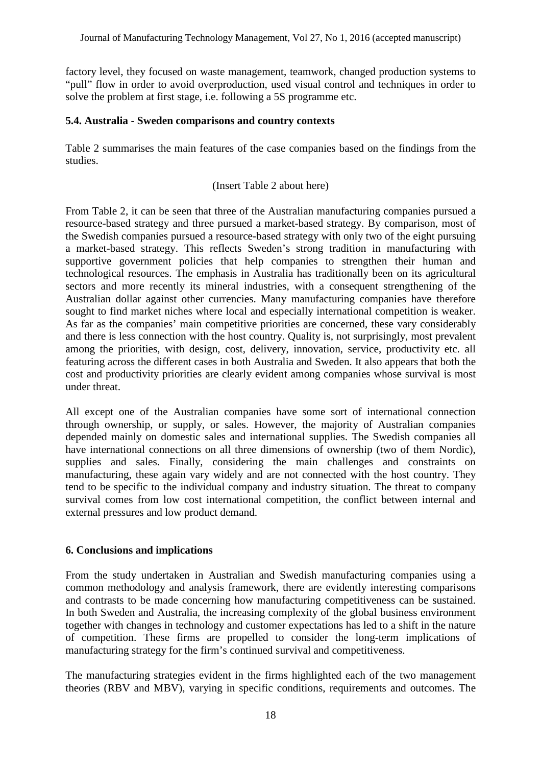factory level, they focused on waste management, teamwork, changed production systems to "pull" flow in order to avoid overproduction, used visual control and techniques in order to solve the problem at first stage, i.e. following a 5S programme etc.

### 5.4. Australia - Sweden comparisons and country contexts

Table 2 summarises the main features of the case companies based on the findings from the studies.

(Insert Table 2 about here)

From Table 2, it can be seen that three of the Australian manufacturing companies pursued a resource-based strategy and three pursued a market-based strategy. By comparison, most of the Swedish companies pursued a resource-based strategy with only two of the eight pursuing a market-based strategy. This reflects Sweden's strong tradition in manufacturing with supportive government policies that help companies to strengthen their human and technological resources. The emphasis in Australia has traditionally been on its agricultural sectors and more recently its mineral industries, with a consequent strengthening of the Australian dollar against other currencies. Many manufacturing companies have therefore sought to find market niches where local and especially international competition is weaker. As far as the companies' main competitive priorities are concerned, these vary considerably and there is less connection with the host country. Quality is, not surprisingly, most prevalent among the priorities, with design, cost, delivery, innovation, service, productivity etc. all featuring across the different cases in both Australia and Sweden. It also appears that both the cost and productivity priorities are clearly evident among companies whose survival is most under threat.

All except one of the Australian companies have some sort of international connection through ownership, or supply, or sales. However, the majority of Australian companies depended mainly on domestic sales and international supplies. The Swedish companies all have international connections on all three dimensions of ownership (two of them Nordic), supplies and sales. Finally, considering the main challenges and constraints on manufacturing, these again vary widely and are not connected with the host country. They tend to be specific to the individual company and industry situation. The threat to company survival comes from low cost international competition, the conflict between internal and external pressures and low product demand.

## 6. Conclusions and implications

From the study undertaken in Australian and Swedish manufacturing companies using a common methodology and analysis framework, there are evidently interesting comparisons and contrasts to be made concerning how manufacturing competitiveness can be sustained. In both Sweden and Australia, the increasing complexity of the global business environment together with changes in technology and customer expectations has led to a shift in the nature of competition. These firms are propelled to consider the long-term implications of manufacturing strategy for the firm's continued survival and competitiveness.

The manufacturing strategies evident in the firms highlighted each of the two management theories (RBV and MBV), varying in specific conditions, requirements and outcomes. The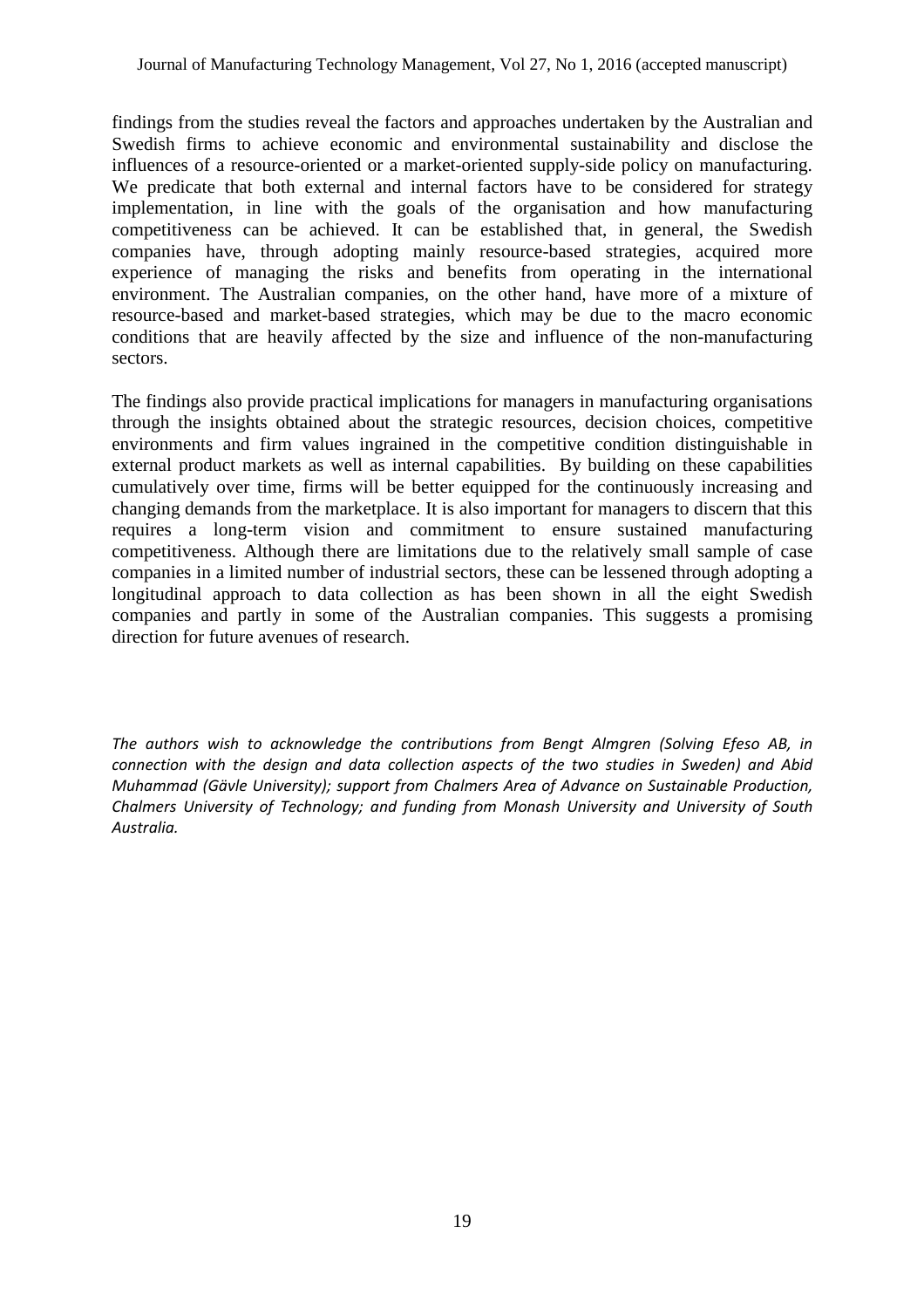findings from the studies reveal the factors and approaches undertaken by the Australian and Swedish firms to achieve economic and environmental sustainability and disclose the influences of a resource-oriented or a market-oriented supply-side policy on manufacturing. We predicate that both external and internal factors have to be considered for strategy implementation, in line with the goals of the organisation and how manufacturing competitiveness can be achieved. It can be established that, in general, the Swedish companies have, through adopting mainly resource-based strategies, acquired more experience of managing the risks and benefits from operating in the international environment. The Australian companies, on the other hand, have more of a mixture of resource-based and market-based strategies, which may be due to the macro economic conditions that are heavily affected by the size and influence of the non-manufacturing sectors.

The findings also provide practical implications for managers in manufacturing organisations through the insights obtained about the strategic resources, decision choices, competitive environments and firm values ingrained in the competitive condition distinguishable in external product markets as well as internal capabilities. By building on these capabilities cumulatively over time, firms will be better equipped for the continuously increasing and changing demands from the marketplace. It is also important for managers to discern that this requires a long-term vision and commitment to ensure sustained manufacturing competitiveness. Although there are limitations due to the relatively small sample of case companies in a limited number of industrial sectors, these can be lessened through adopting a longitudinal approach to data collection as has been shown in all the eight Swedish companies and partly in some of the Australian companies. This suggests a promising direction for future avenues of research.

*The authors wish to acknowledge the contributions from Bengt Almgren (Solving Efeso AB, in connection with the design and data collection aspects of the two studies in Sweden) and Abid Muhammad (Gävle University); support from Chalmers Area of Advance on Sustainable Production, Chalmers University of Technology; and funding from Monash University and University of South Australia.*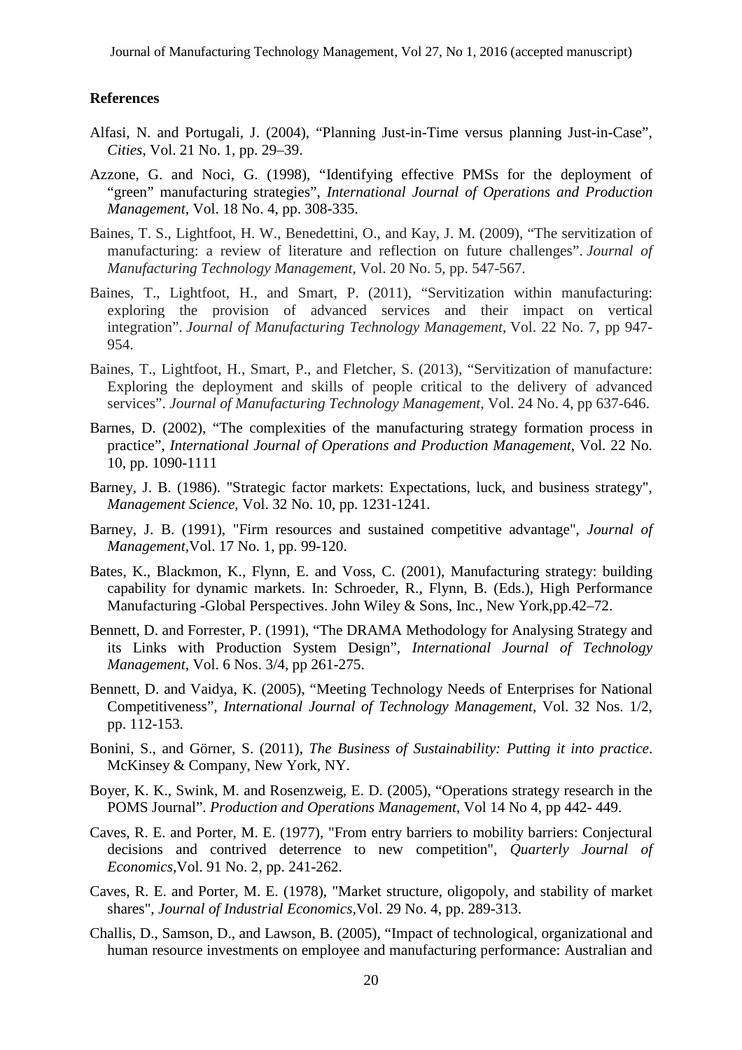## References

Alfasi, N. and Portugali, J. (2004), “Planning Just-in-Time versus planning Just-in-Case”, *Cities*, Vol. 21 No. 1, pp. 29–39.

Azzone, G. and Noci, G. (1998), “Identifying effective PMSs for the deployment of “green” manufacturing strategies”, *International Journal of Operations and Production Management*, Vol. 18 No. 4, pp. 308-335.

Baines, T. S., Lightfoot, H. W., Benedettini, O., and Kay, J. M. (2009), “The servitization of manufacturing: a review of literature and reflection on future challenges”. *Journal of Manufacturing Technology Management*, Vol. 20 No. 5, pp. 547-567.

Baines, T., Lightfoot, H., and Smart, P. (2011), “Servitization within manufacturing: exploring the provision of advanced services and their impact on vertical integration”. *Journal of Manufacturing Technology Management*, Vol. 22 No. 7, pp 947-954.

Baines, T., Lightfoot, H., Smart, P., and Fletcher, S. (2013), “Servitization of manufacture: Exploring the deployment and skills of people critical to the delivery of advanced services”. *Journal of Manufacturing Technology Management*, Vol. 24 No. 4, pp 637-646.

Barnes, D. (2002), “The complexities of the manufacturing strategy formation process in practice”, *International Journal of Operations and Production Management*, Vol. 22 No. 10, pp. 1090-1111

Barney, J. B. (1986). "Strategic factor markets: Expectations, luck, and business strategy", *Management Science*, Vol. 32 No. 10, pp. 1231-1241.

Barney, J. B. (1991), "Firm resources and sustained competitive advantage", *Journal of Management*,Vol. 17 No. 1, pp. 99-120.

Bates, K., Blackmon, K., Flynn, E. and Voss, C. (2001), Manufacturing strategy: building capability for dynamic markets. In: Schroeder, R., Flynn, B. (Eds.), High Performance Manufacturing -Global Perspectives. John Wiley & Sons, Inc., New York,pp.42–72.

Bennett, D. and Forrester, P. (1991), “The DRAMA Methodology for Analysing Strategy and its Links with Production System Design”, *International Journal of Technology Management*, Vol. 6 Nos. 3/4, pp 261-275.

Bennett, D. and Vaidya, K. (2005), “Meeting Technology Needs of Enterprises for National Competitiveness”, *International Journal of Technology Management*, Vol. 32 Nos. 1/2, pp. 112-153.

Bonini, S., and Görner, S. (2011), *The Business of Sustainability: Putting it into practice*. McKinsey & Company, New York, NY.

Boyer, K. K., Swink, M. and Rosenzweig, E. D. (2005), “Operations strategy research in the POMS Journal”. *Production and Operations Management*, Vol 14 No 4, pp 442- 449.

Caves, R. E. and Porter, M. E. (1977), "From entry barriers to mobility barriers: Conjectural decisions and contrived deterrence to new competition", *Quarterly Journal of Economics*,Vol. 91 No. 2, pp. 241-262.

Caves, R. E. and Porter, M. E. (1978), "Market structure, oligopoly, and stability of market shares", *Journal of Industrial Economics*,Vol. 29 No. 4, pp. 289-313.

Challis, D., Samson, D., and Lawson, B. (2005), “Impact of technological, organizational and human resource investments on employee and manufacturing performance: Australian and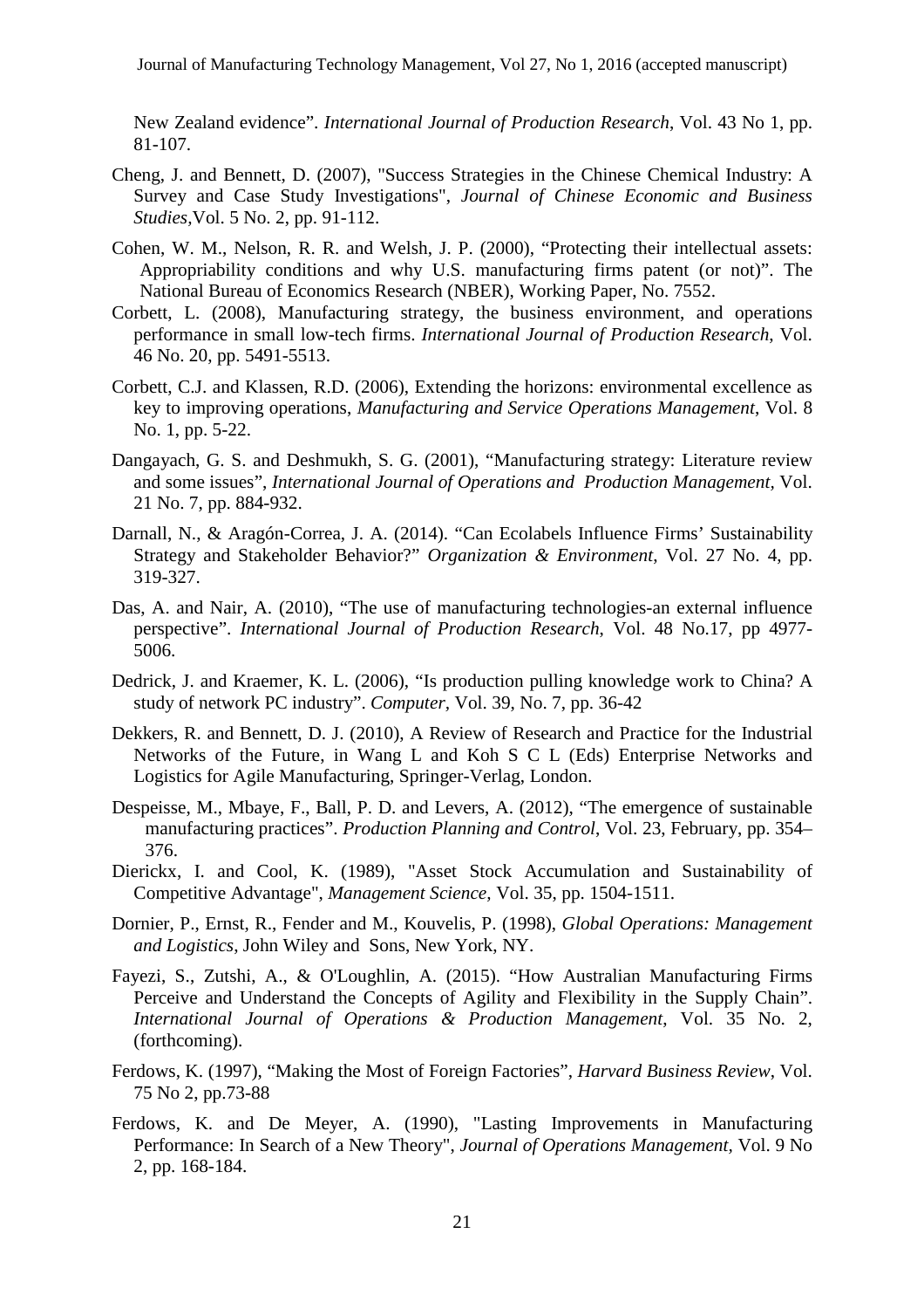New Zealand evidence". *International Journal of Production Research*, Vol. 43 No 1, pp. 81-107.

Cheng, J. and Bennett, D. (2007), "Success Strategies in the Chinese Chemical Industry: A Survey and Case Study Investigations", *Journal of Chinese Economic and Business Studies,*Vol. 5 No. 2, pp. 91-112.

Cohen, W. M., Nelson, R. R. and Welsh, J. P. (2000), "Protecting their intellectual assets: Appropriability conditions and why U.S. manufacturing firms patent (or not)". The National Bureau of Economics Research (NBER), Working Paper, No. 7552.

Corbett, L. (2008), Manufacturing strategy, the business environment, and operations performance in small low-tech firms. *International Journal of Production Research*, Vol. 46 No. 20, pp. 5491-5513.

Corbett, C.J. and Klassen, R.D. (2006), Extending the horizons: environmental excellence as key to improving operations, *Manufacturing and Service Operations Management*, Vol. 8 No. 1, pp. 5-22.

Dangayach, G. S. and Deshmukh, S. G. (2001), "Manufacturing strategy: Literature review and some issues", *International Journal of Operations and Production Management,* Vol. 21 No. 7, pp. 884-932.

Darnall, N., & Aragón-Correa, J. A. (2014). "Can Ecolabels Influence Firms' Sustainability Strategy and Stakeholder Behavior?" *Organization & Environment*, Vol. 27 No. 4, pp. 319-327.

Das, A. and Nair, A. (2010), "The use of manufacturing technologies-an external influence perspective". *International Journal of Production Research*, Vol. 48 No.17, pp 4977-5006.

Dedrick, J. and Kraemer, K. L. (2006), "Is production pulling knowledge work to China? A study of network PC industry". *Computer,* Vol. 39, No. 7, pp. 36-42

Dekkers, R. and Bennett, D. J. (2010), A Review of Research and Practice for the Industrial Networks of the Future, in Wang L and Koh S C L (Eds) Enterprise Networks and Logistics for Agile Manufacturing, Springer-Verlag, London.

Despeisse, M., Mbaye, F., Ball, P. D. and Levers, A. (2012), "The emergence of sustainable manufacturing practices". *Production Planning and Control*, Vol. 23, February, pp. 354–376.

Dierickx, I. and Cool, K. (1989), "Asset Stock Accumulation and Sustainability of Competitive Advantage", *Management Science,* Vol. 35, pp. 1504-1511.

Dornier, P., Ernst, R., Fender and M., Kouvelis, P. (1998), *Global Operations: Management and Logistics*, John Wiley and Sons, New York, NY.

Fayezi, S., Zutshi, A., & O'Loughlin, A. (2015). "How Australian Manufacturing Firms Perceive and Understand the Concepts of Agility and Flexibility in the Supply Chain". *International Journal of Operations & Production Management*, Vol. 35 No. 2, (forthcoming).

Ferdows, K. (1997), "Making the Most of Foreign Factories", *Harvard Business Review*, Vol. 75 No 2, pp.73-88

Ferdows, K. and De Meyer, A. (1990), "Lasting Improvements in Manufacturing Performance: In Search of a New Theory", *Journal of Operations Management,* Vol. 9 No 2, pp. 168-184.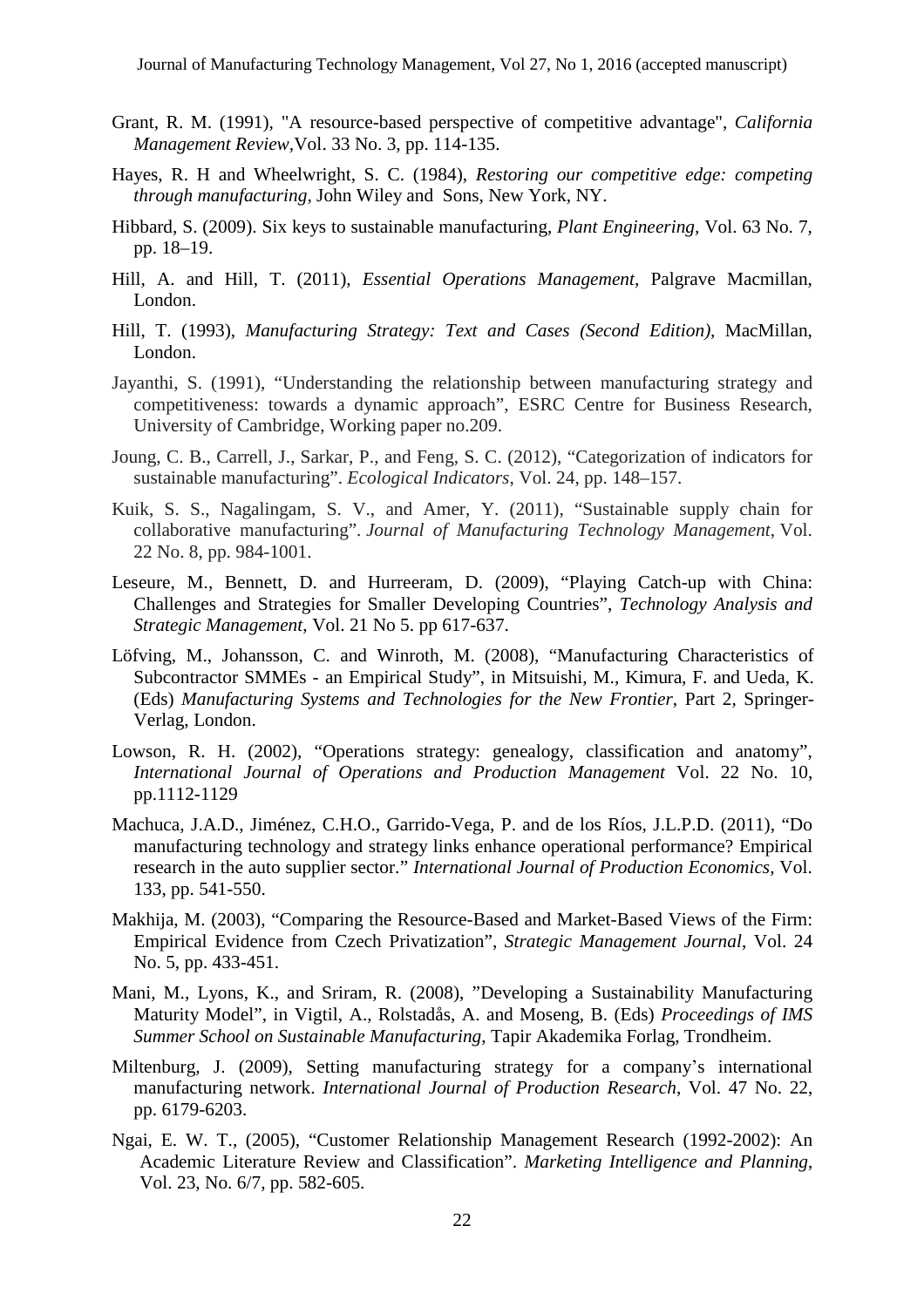Grant, R. M. (1991), "A resource-based perspective of competitive advantage", *California Management Review*,Vol. 33 No. 3, pp. 114-135.

Hayes, R. H and Wheelwright, S. C. (1984), *Restoring our competitive edge: competing through manufacturing,* John Wiley and Sons, New York, NY.

Hibbard, S. (2009). Six keys to sustainable manufacturing, *Plant Engineering*, Vol. 63 No. 7, pp. 18–19.

Hill, A. and Hill, T. (2011), *Essential Operations Management*, Palgrave Macmillan, London.

Hill, T. (1993), *Manufacturing Strategy: Text and Cases (Second Edition)*, MacMillan, London.

Jayanthi, S. (1991), "Understanding the relationship between manufacturing strategy and competitiveness: towards a dynamic approach", ESRC Centre for Business Research, University of Cambridge, Working paper no.209.

Joung, C. B., Carrell, J., Sarkar, P., and Feng, S. C. (2012), "Categorization of indicators for sustainable manufacturing". *Ecological Indicators*, Vol. 24, pp. 148–157.

Kuik, S. S., Nagalingam, S. V., and Amer, Y. (2011), "Sustainable supply chain for collaborative manufacturing". *Journal of Manufacturing Technology Management*, Vol. 22 No. 8, pp. 984-1001.

Leseure, M., Bennett, D. and Hurreeram, D. (2009), "Playing Catch-up with China: Challenges and Strategies for Smaller Developing Countries", *Technology Analysis and Strategic Management*, Vol. 21 No 5. pp 617-637.

Löfving, M., Johansson, C. and Winroth, M. (2008), "Manufacturing Characteristics of Subcontractor SMMEs - an Empirical Study", in Mitsuishi, M., Kimura, F. and Ueda, K. (Eds) *Manufacturing Systems and Technologies for the New Frontier*, Part 2, Springer-Verlag, London.

Lowson, R. H. (2002), "Operations strategy: genealogy, classification and anatomy", *International Journal of Operations and Production Management* Vol. 22 No. 10, pp.1112-1129

Machuca, J.A.D., Jiménez, C.H.O., Garrido-Vega, P. and de los Ríos, J.L.P.D. (2011), "Do manufacturing technology and strategy links enhance operational performance? Empirical research in the auto supplier sector." *International Journal of Production Economics*, Vol. 133, pp. 541-550.

Makhija, M. (2003), "Comparing the Resource-Based and Market-Based Views of the Firm: Empirical Evidence from Czech Privatization", *Strategic Management Journal*, Vol. 24 No. 5, pp. 433-451.

Mani, M., Lyons, K., and Sriram, R. (2008), "Developing a Sustainability Manufacturing Maturity Model", in Vigtil, A., Rolstadås, A. and Moseng, B. (Eds) *Proceedings of IMS Summer School on Sustainable Manufacturing*, Tapir Akademika Forlag, Trondheim.

Miltenburg, J. (2009), Setting manufacturing strategy for a company's international manufacturing network. *International Journal of Production Research*, Vol. 47 No. 22, pp. 6179-6203.

Ngai, E. W. T., (2005), "Customer Relationship Management Research (1992-2002): An Academic Literature Review and Classification". *Marketing Intelligence and Planning*, Vol. 23, No. 6/7, pp. 582-605.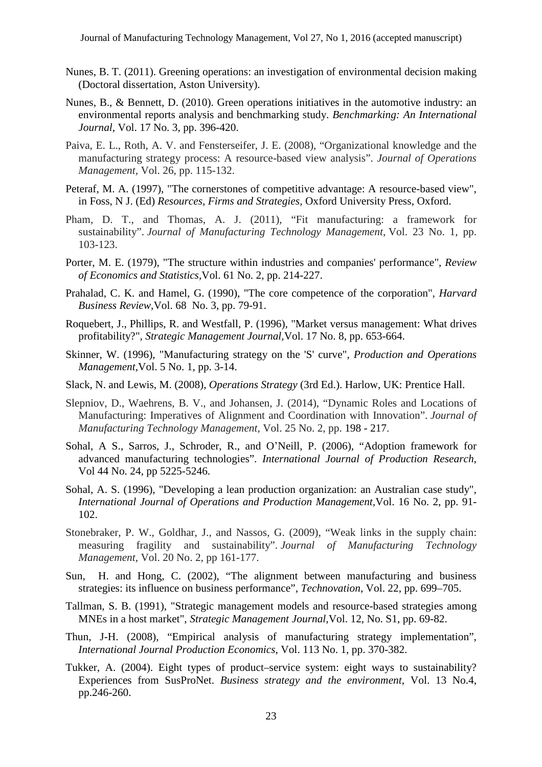Nunes, B. T. (2011). Greening operations: an investigation of environmental decision making (Doctoral dissertation, Aston University).

Nunes, B., & Bennett, D. (2010). Green operations initiatives in the automotive industry: an environmental reports analysis and benchmarking study. *Benchmarking: An International Journal*, Vol. 17 No. 3, pp. 396-420.

Paiva, E. L., Roth, A. V. and Fensterseifer, J. E. (2008), "Organizational knowledge and the manufacturing strategy process: A resource-based view analysis". *Journal of Operations Management*, Vol. 26, pp. 115-132.

Peteraf, M. A. (1997), "The cornerstones of competitive advantage: A resource-based view", in Foss, N J. (Ed) *Resources, Firms and Strategies*, Oxford University Press, Oxford.

Pham, D. T., and Thomas, A. J. (2011), "Fit manufacturing: a framework for sustainability". *Journal of Manufacturing Technology Management*, Vol. 23 No. 1, pp. 103-123.

Porter, M. E. (1979), "The structure within industries and companies' performance", *Review of Economics and Statistics*,Vol. 61 No. 2, pp. 214-227.

Prahalad, C. K. and Hamel, G. (1990), "The core competence of the corporation", *Harvard Business Review*,Vol. 68 No. 3, pp. 79-91.

Roquebert, J., Phillips, R. and Westfall, P. (1996), "Market versus management: What drives profitability?", *Strategic Management Journal*,Vol. 17 No. 8, pp. 653-664.

Skinner, W. (1996), "Manufacturing strategy on the 'S' curve", *Production and Operations Management*,Vol. 5 No. 1, pp. 3-14.

Slack, N. and Lewis, M. (2008), *Operations Strategy* (3rd Ed.). Harlow, UK: Prentice Hall.

Slepniov, D., Waehrens, B. V., and Johansen, J. (2014), "Dynamic Roles and Locations of Manufacturing: Imperatives of Alignment and Coordination with Innovation". *Journal of Manufacturing Technology Management*, Vol. 25 No. 2, pp. 198 - 217.

Sohal, A S., Sarros, J., Schroder, R., and O'Neill, P. (2006), "Adoption framework for advanced manufacturing technologies". *International Journal of Production Research*, Vol 44 No. 24, pp 5225-5246.

Sohal, A. S. (1996), "Developing a lean production organization: an Australian case study", *International Journal of Operations and Production Management*,Vol. 16 No. 2, pp. 91-102.

Stonebraker, P. W., Goldhar, J., and Nassos, G. (2009), "Weak links in the supply chain: measuring fragility and sustainability". *Journal of Manufacturing Technology Management*, Vol. 20 No. 2, pp 161-177.

Sun, H. and Hong, C. (2002), "The alignment between manufacturing and business strategies: its influence on business performance", *Technovation*, Vol. 22, pp. 699–705.

Tallman, S. B. (1991), "Strategic management models and resource-based strategies among MNEs in a host market", *Strategic Management Journal*,Vol. 12, No. S1, pp. 69-82.

Thun, J-H. (2008), "Empirical analysis of manufacturing strategy implementation", *International Journal Production Economics*, Vol. 113 No. 1, pp. 370-382.

Tukker, A. (2004). Eight types of product–service system: eight ways to sustainability? Experiences from SusProNet. *Business strategy and the environment*, Vol. 13 No.4, pp.246-260.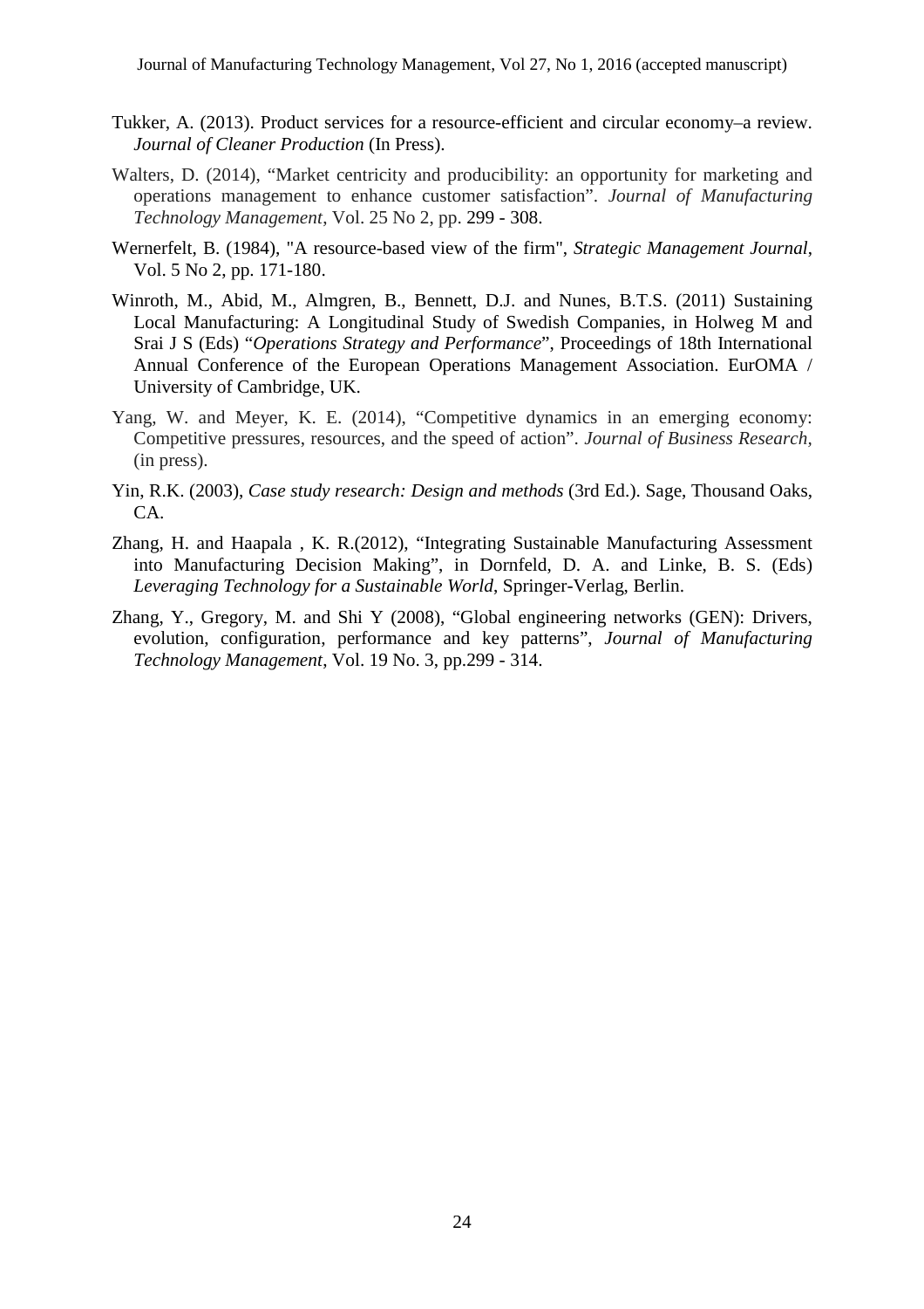Tukker, A. (2013). Product services for a resource-efficient and circular economy–a review. *Journal of Cleaner Production* (In Press).

Walters, D. (2014), "Market centricity and producibility: an opportunity for marketing and operations management to enhance customer satisfaction". *Journal of Manufacturing Technology Management*, Vol. 25 No 2, pp. 299 - 308.

Wernerfelt, B. (1984), "A resource-based view of the firm", *Strategic Management Journal*, Vol. 5 No 2, pp. 171-180.

Winroth, M., Abid, M., Almgren, B., Bennett, D.J. and Nunes, B.T.S. (2011) Sustaining Local Manufacturing: A Longitudinal Study of Swedish Companies, in Holweg M and Srai J S (Eds) "*Operations Strategy and Performance*", Proceedings of 18th International Annual Conference of the European Operations Management Association. EurOMA / University of Cambridge, UK.

Yang, W. and Meyer, K. E. (2014), "Competitive dynamics in an emerging economy: Competitive pressures, resources, and the speed of action". *Journal of Business Research*, (in press).

Yin, R.K. (2003), *Case study research: Design and methods* (3rd Ed.). Sage, Thousand Oaks, CA.

Zhang, H. and Haapala , K. R.(2012), "Integrating Sustainable Manufacturing Assessment into Manufacturing Decision Making", in Dornfeld, D. A. and Linke, B. S. (Eds) *Leveraging Technology for a Sustainable World*, Springer-Verlag, Berlin.

Zhang, Y., Gregory, M. and Shi Y (2008), "Global engineering networks (GEN): Drivers, evolution, configuration, performance and key patterns", *Journal of Manufacturing Technology Management*, Vol. 19 No. 3, pp.299 - 314.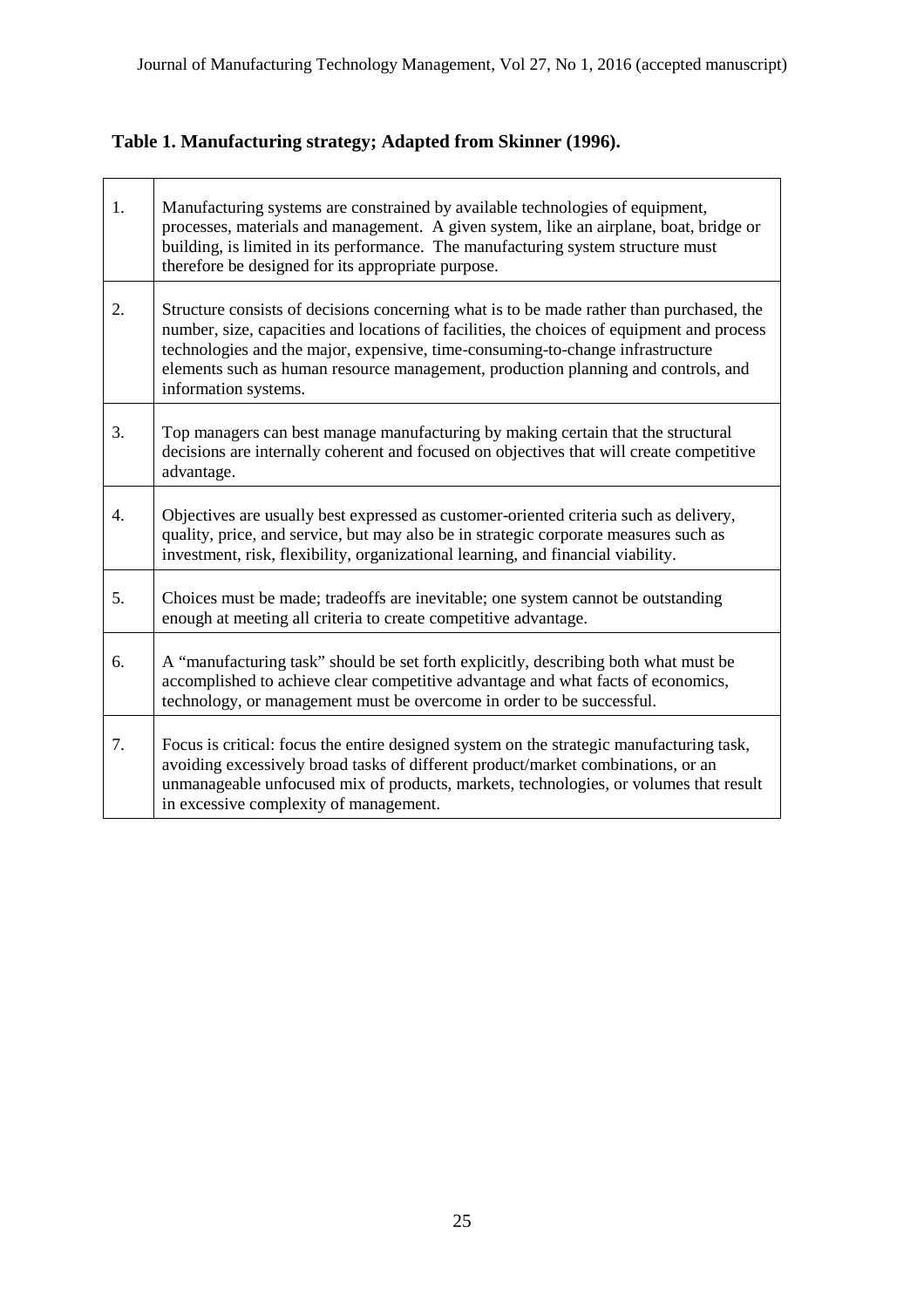**Table 1. Manufacturing strategy; Adapted from Skinner (1996).**

| | |
|---|---|
| 1. | Manufacturing systems are constrained by available technologies of equipment, processes, materials and management. A given system, like an airplane, boat, bridge or building, is limited in its performance. The manufacturing system structure must therefore be designed for its appropriate purpose. |
| 2. | Structure consists of decisions concerning what is to be made rather than purchased, the number, size, capacities and locations of facilities, the choices of equipment and process technologies and the major, expensive, time-consuming-to-change infrastructure elements such as human resource management, production planning and controls, and information systems. |
| 3. | Top managers can best manage manufacturing by making certain that the structural decisions are internally coherent and focused on objectives that will create competitive advantage. |
| 4. | Objectives are usually best expressed as customer-oriented criteria such as delivery, quality, price, and service, but may also be in strategic corporate measures such as investment, risk, flexibility, organizational learning, and financial viability. |
| 5. | Choices must be made; tradeoffs are inevitable; one system cannot be outstanding enough at meeting all criteria to create competitive advantage. |
| 6. | A "manufacturing task" should be set forth explicitly, describing both what must be accomplished to achieve clear competitive advantage and what facts of economics, technology, or management must be overcome in order to be successful. |
| 7. | Focus is critical: focus the entire designed system on the strategic manufacturing task, avoiding excessively broad tasks of different product/market combinations, or an unmanageable unfocused mix of products, markets, technologies, or volumes that result in excessive complexity of management. |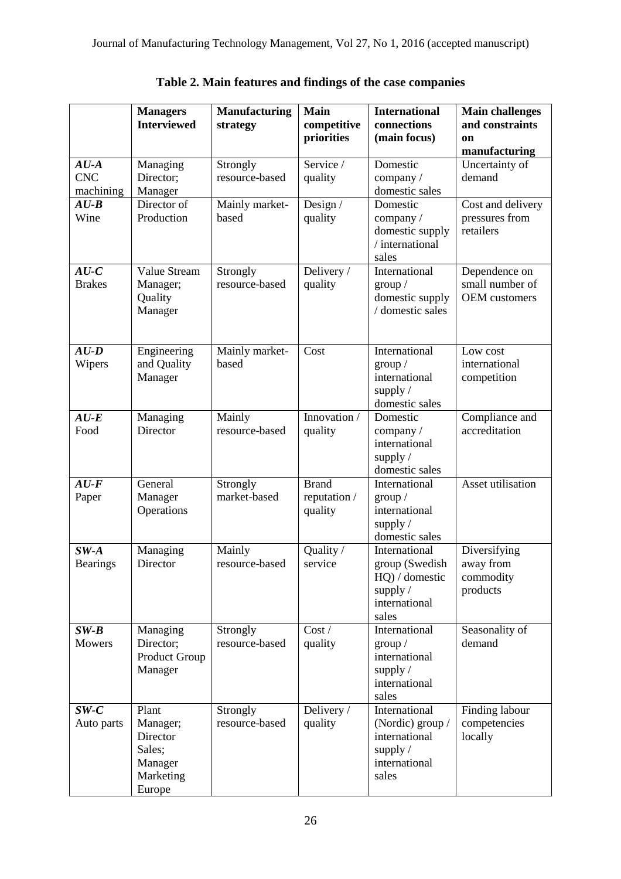**Table 2. Main features and findings of the case companies**

| | **Managers Interviewed** | **Manufacturing strategy** | **Main competitive priorities** | **International connections (main focus)** | **Main challenges and constraints on manufacturing** |
|---|---|---|---|---|---|
| ***AU-A*** CNC machining | Managing Director; Manager | Strongly resource-based | Service / quality | Domestic company / domestic sales | Uncertainty of demand |
| ***AU-B*** Wine | Director of Production | Mainly market-based | Design / quality | Domestic company / domestic supply / international sales | Cost and delivery pressures from retailers |
| ***AU-C*** Brakes | Value Stream Manager; Quality Manager | Strongly resource-based | Delivery / quality | International group / domestic supply / domestic sales | Dependence on small number of OEM customers |
| ***AU-D*** Wipers | Engineering and Quality Manager | Mainly market-based | Cost | International group / international supply / domestic sales | Low cost international competition |
| ***AU-E*** Food | Managing Director | Mainly resource-based | Innovation / quality | Domestic company / international supply / domestic sales | Compliance and accreditation |
| ***AU-F*** Paper | General Manager Operations | Strongly market-based | Brand reputation / quality | International group / international supply / domestic sales | Asset utilisation |
| ***SW-A*** Bearings | Managing Director | Mainly resource-based | Quality / service | International group (Swedish HQ) / domestic supply / international sales | Diversifying away from commodity products |
| ***SW-B*** Mowers | Managing Director; Product Group Manager | Strongly resource-based | Cost / quality | International group / international supply / international sales | Seasonality of demand |
| ***SW-C*** Auto parts | Plant Manager; Director Sales; Manager Marketing Europe | Strongly resource-based | Delivery / quality | International (Nordic) group / international supply / international sales | Finding labour competencies locally |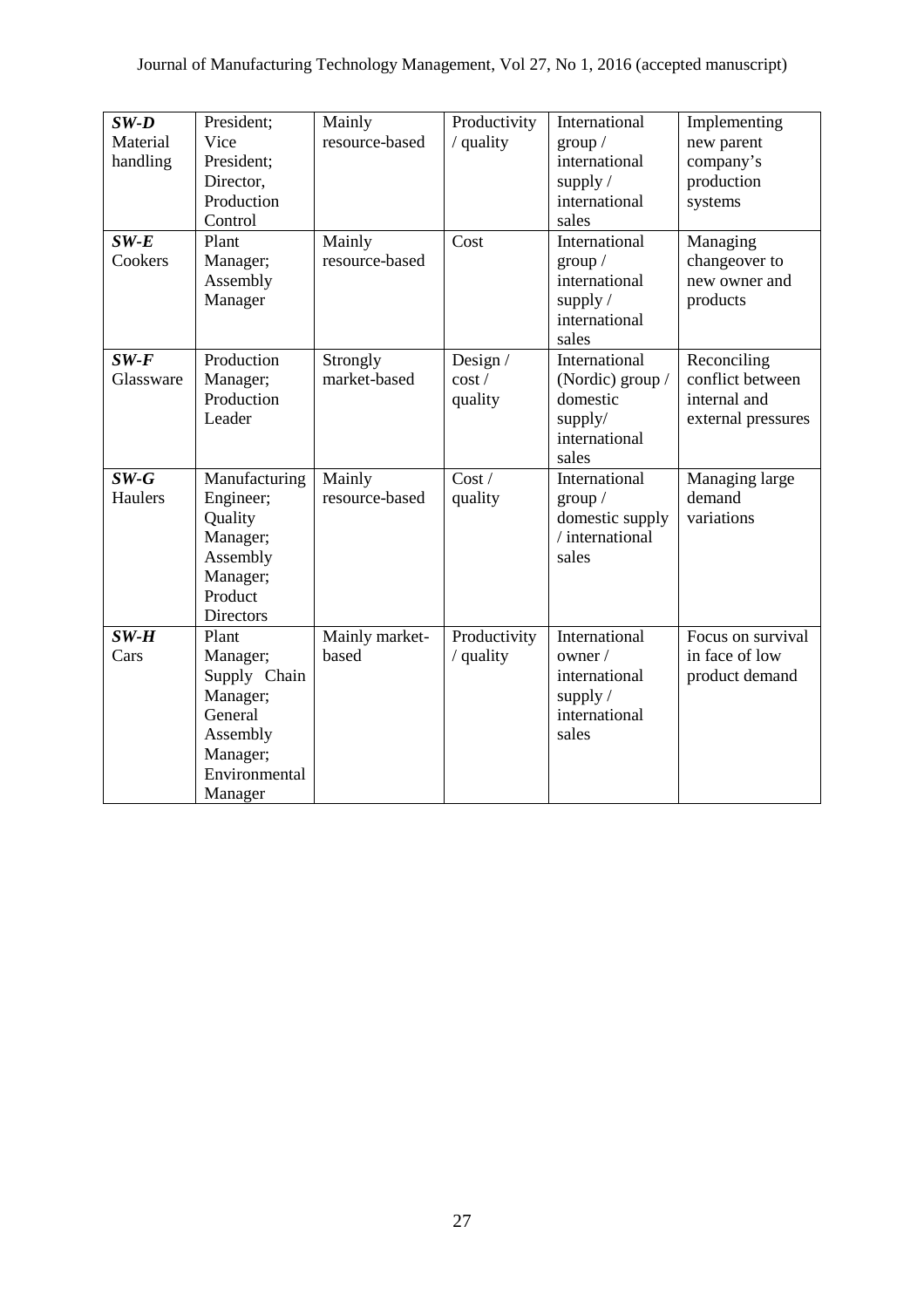| | | | | | |
|---|---|---|---|---|---|
| ***SW-D*** Material handling | President; Vice President; Director, Production Control | Mainly resource-based | Productivity / quality | International group / international supply / international sales | Implementing new parent company's production systems |
| ***SW-E*** Cookers | Plant Manager; Assembly Manager | Mainly resource-based | Cost | International group / international supply / international sales | Managing changeover to new owner and products |
| ***SW-F*** Glassware | Production Manager; Production Leader | Strongly market-based | Design / cost / quality | International (Nordic) group / domestic supply/ international sales | Reconciling conflict between internal and external pressures |
| ***SW-G*** Haulers | Manufacturing Engineer; Quality Manager; Assembly Manager; Product Directors | Mainly resource-based | Cost / quality | International group / domestic supply / international sales | Managing large demand variations |
| ***SW-H*** Cars | Plant Manager; Supply Chain Manager; General Assembly Manager; Environmental Manager | Mainly market-based | Productivity / quality | International owner / international supply / international sales | Focus on survival in face of low product demand |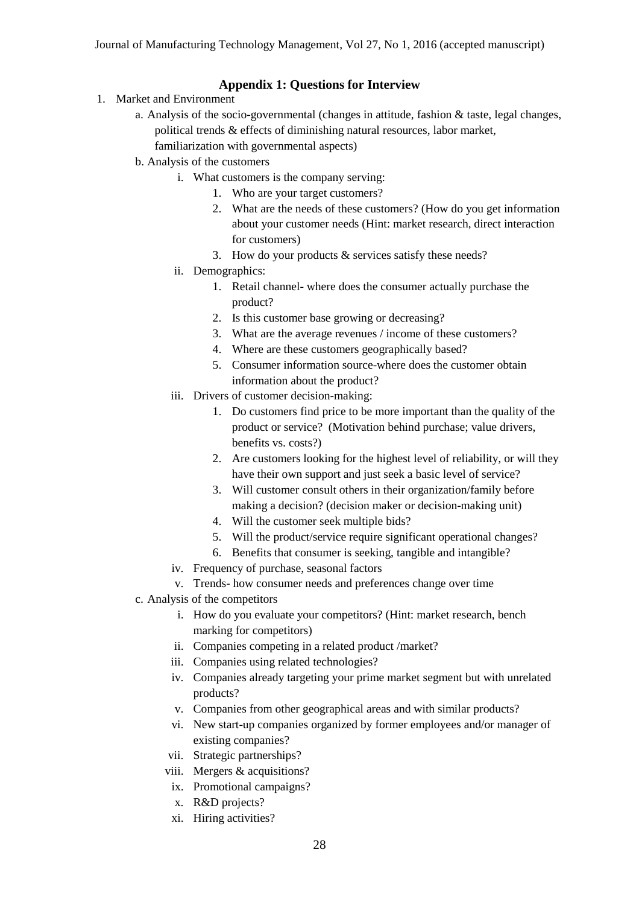## Appendix 1: Questions for Interview

1. Market and Environment
    a. Analysis of the socio-governmental (changes in attitude, fashion & taste, legal changes, political trends & effects of diminishing natural resources, labor market, familiarization with governmental aspects)
    b. Analysis of the customers
        i. What customers is the company serving:
            1. Who are your target customers?
            2. What are the needs of these customers? (How do you get information about your customer needs (Hint: market research, direct interaction for customers)
            3. How do your products & services satisfy these needs?
        ii. Demographics:
            1. Retail channel- where does the consumer actually purchase the product?
            2. Is this customer base growing or decreasing?
            3. What are the average revenues / income of these customers?
            4. Where are these customers geographically based?
            5. Consumer information source-where does the customer obtain information about the product?
        iii. Drivers of customer decision-making:
            1. Do customers find price to be more important than the quality of the product or service? (Motivation behind purchase; value drivers, benefits vs. costs?)
            2. Are customers looking for the highest level of reliability, or will they have their own support and just seek a basic level of service?
            3. Will customer consult others in their organization/family before making a decision? (decision maker or decision-making unit)
            4. Will the customer seek multiple bids?
            5. Will the product/service require significant operational changes?
            6. Benefits that consumer is seeking, tangible and intangible?
        iv. Frequency of purchase, seasonal factors
        v. Trends- how consumer needs and preferences change over time
    c. Analysis of the competitors
        i. How do you evaluate your competitors? (Hint: market research, bench marking for competitors)
        ii. Companies competing in a related product /market?
        iii. Companies using related technologies?
        iv. Companies already targeting your prime market segment but with unrelated products?
        v. Companies from other geographical areas and with similar products?
        vi. New start-up companies organized by former employees and/or manager of existing companies?
        vii. Strategic partnerships?
        viii. Mergers & acquisitions?
        ix. Promotional campaigns?
        x. R&D projects?
        xi. Hiring activities?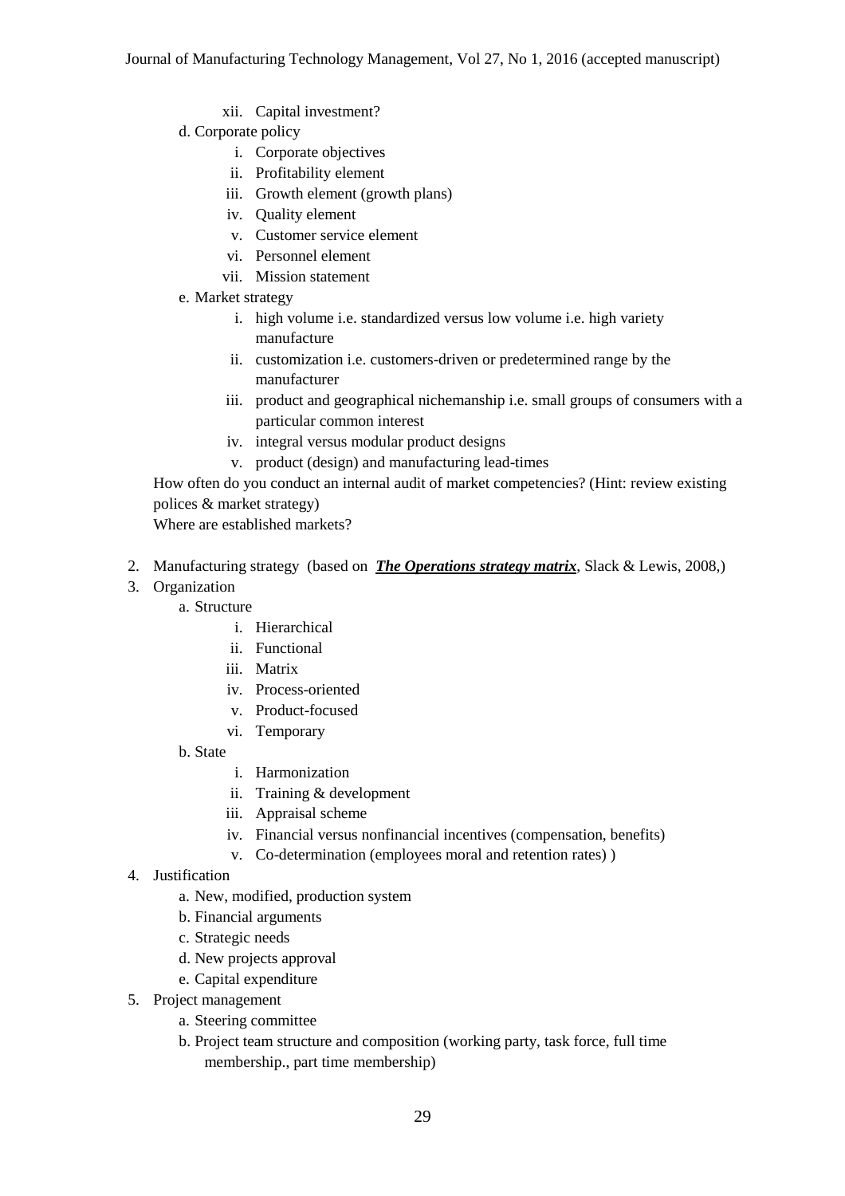xii. Capital investment?

  d. Corporate policy

    i. Corporate objectives
    ii. Profitability element
    iii. Growth element (growth plans)
    iv. Quality element
    v. Customer service element
    vi. Personnel element
    vii. Mission statement

  e. Market strategy

    i. high volume i.e. standardized versus low volume i.e. high variety manufacture
    ii. customization i.e. customers-driven or predetermined range by the manufacturer
    iii. product and geographical nichemanship i.e. small groups of consumers with a particular common interest
    iv. integral versus modular product designs
    v. product (design) and manufacturing lead-times

  How often do you conduct an internal audit of market competencies? (Hint: review existing polices & market strategy)

  Where are established markets?

2. Manufacturing strategy (based on ***<u>The Operations strategy matrix</u>***, Slack & Lewis, 2008,)
3. Organization

  a. Structure

    i. Hierarchical
    ii. Functional
    iii. Matrix
    iv. Process-oriented
    v. Product-focused
    vi. Temporary

  b. State

    i. Harmonization
    ii. Training & development
    iii. Appraisal scheme
    iv. Financial versus nonfinancial incentives (compensation, benefits)
    v. Co-determination (employees moral and retention rates) )

4. Justification

  a. New, modified, production system
  b. Financial arguments
  c. Strategic needs
  d. New projects approval
  e. Capital expenditure

5. Project management

  a. Steering committee
  b. Project team structure and composition (working party, task force, full time membership., part time membership)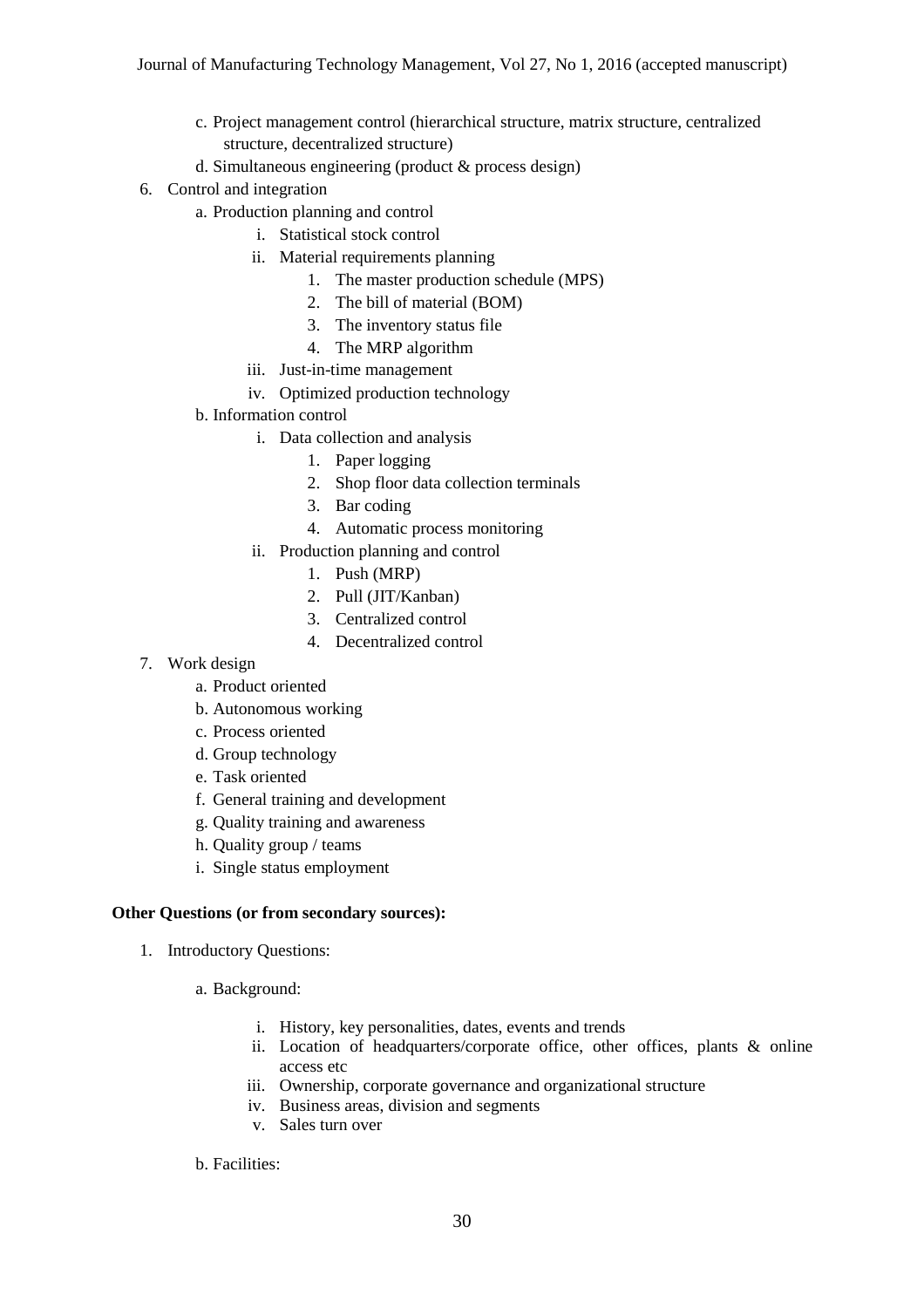c. Project management control (hierarchical structure, matrix structure, centralized structure, decentralized structure)
   d. Simultaneous engineering (product & process design)

6. Control and integration
   a. Production planning and control
      i. Statistical stock control
      ii. Material requirements planning
         1. The master production schedule (MPS)
         2. The bill of material (BOM)
         3. The inventory status file
         4. The MRP algorithm
      iii. Just-in-time management
      iv. Optimized production technology
   b. Information control
      i. Data collection and analysis
         1. Paper logging
         2. Shop floor data collection terminals
         3. Bar coding
         4. Automatic process monitoring
      ii. Production planning and control
         1. Push (MRP)
         2. Pull (JIT/Kanban)
         3. Centralized control
         4. Decentralized control
7. Work design
   a. Product oriented
   b. Autonomous working
   c. Process oriented
   d. Group technology
   e. Task oriented
   f. General training and development
   g. Quality training and awareness
   h. Quality group / teams
   i. Single status employment

**Other Questions (or from secondary sources):**

1. Introductory Questions:

   a. Background:

      i. History, key personalities, dates, events and trends
      ii. Location of headquarters/corporate office, other offices, plants & online access etc
      iii. Ownership, corporate governance and organizational structure
      iv. Business areas, division and segments
      v. Sales turn over

   b. Facilities: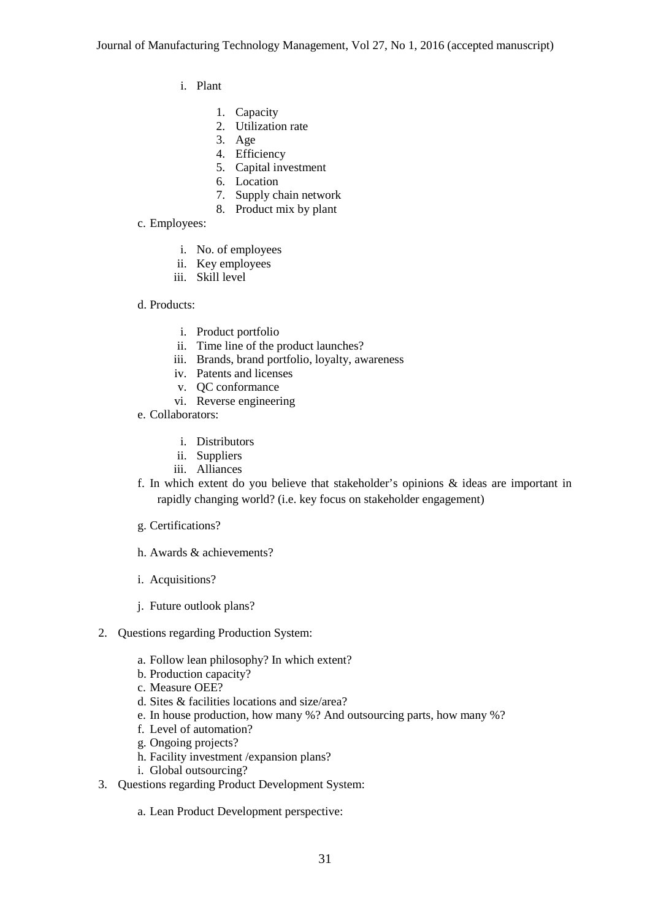- i. Plant
    1. Capacity
    2. Utilization rate
    3. Age
    4. Efficiency
    5. Capital investment
    6. Location
    7. Supply chain network
    8. Product mix by plant

c. Employees:

- i. No. of employees
- ii. Key employees
- iii. Skill level

d. Products:

- i. Product portfolio
- ii. Time line of the product launches?
- iii. Brands, brand portfolio, loyalty, awareness
- iv. Patents and licenses
- v. QC conformance
- vi. Reverse engineering

e. Collaborators:

- i. Distributors
- ii. Suppliers
- iii. Alliances

f. In which extent do you believe that stakeholder's opinions & ideas are important in rapidly changing world? (i.e. key focus on stakeholder engagement)

g. Certifications?

h. Awards & achievements?

i. Acquisitions?

j. Future outlook plans?

2. Questions regarding Production System:

    a. Follow lean philosophy? In which extent?
    b. Production capacity?
    c. Measure OEE?
    d. Sites & facilities locations and size/area?
    e. In house production, how many %? And outsourcing parts, how many %?
    f. Level of automation?
    g. Ongoing projects?
    h. Facility investment /expansion plans?
    i. Global outsourcing?

3. Questions regarding Product Development System:

    a. Lean Product Development perspective: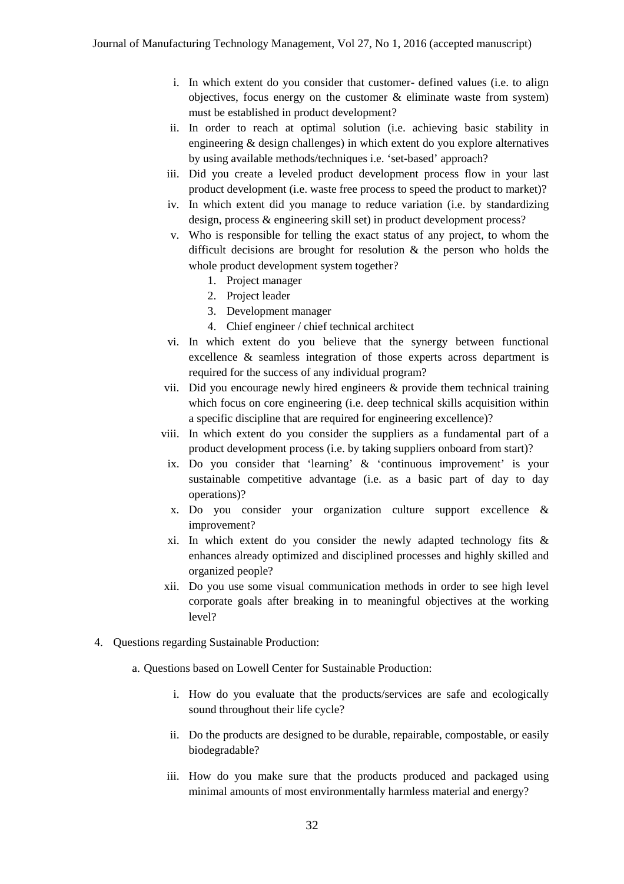i. In which extent do you consider that customer- defined values (i.e. to align objectives, focus energy on the customer & eliminate waste from system) must be established in product development?

ii. In order to reach at optimal solution (i.e. achieving basic stability in engineering & design challenges) in which extent do you explore alternatives by using available methods/techniques i.e. 'set-based' approach?

iii. Did you create a leveled product development process flow in your last product development (i.e. waste free process to speed the product to market)?

iv. In which extent did you manage to reduce variation (i.e. by standardizing design, process & engineering skill set) in product development process?

v. Who is responsible for telling the exact status of any project, to whom the difficult decisions are brought for resolution & the person who holds the whole product development system together?
   1. Project manager
   2. Project leader
   3. Development manager
   4. Chief engineer / chief technical architect

vi. In which extent do you believe that the synergy between functional excellence & seamless integration of those experts across department is required for the success of any individual program?

vii. Did you encourage newly hired engineers & provide them technical training which focus on core engineering (i.e. deep technical skills acquisition within a specific discipline that are required for engineering excellence)?

viii. In which extent do you consider the suppliers as a fundamental part of a product development process (i.e. by taking suppliers onboard from start)?

ix. Do you consider that 'learning' & 'continuous improvement' is your sustainable competitive advantage (i.e. as a basic part of day to day operations)?

x. Do you consider your organization culture support excellence & improvement?

xi. In which extent do you consider the newly adapted technology fits & enhances already optimized and disciplined processes and highly skilled and organized people?

xii. Do you use some visual communication methods in order to see high level corporate goals after breaking in to meaningful objectives at the working level?

4. Questions regarding Sustainable Production:

   a. Questions based on Lowell Center for Sustainable Production:

      i. How do you evaluate that the products/services are safe and ecologically sound throughout their life cycle?

      ii. Do the products are designed to be durable, repairable, compostable, or easily biodegradable?

      iii. How do you make sure that the products produced and packaged using minimal amounts of most environmentally harmless material and energy?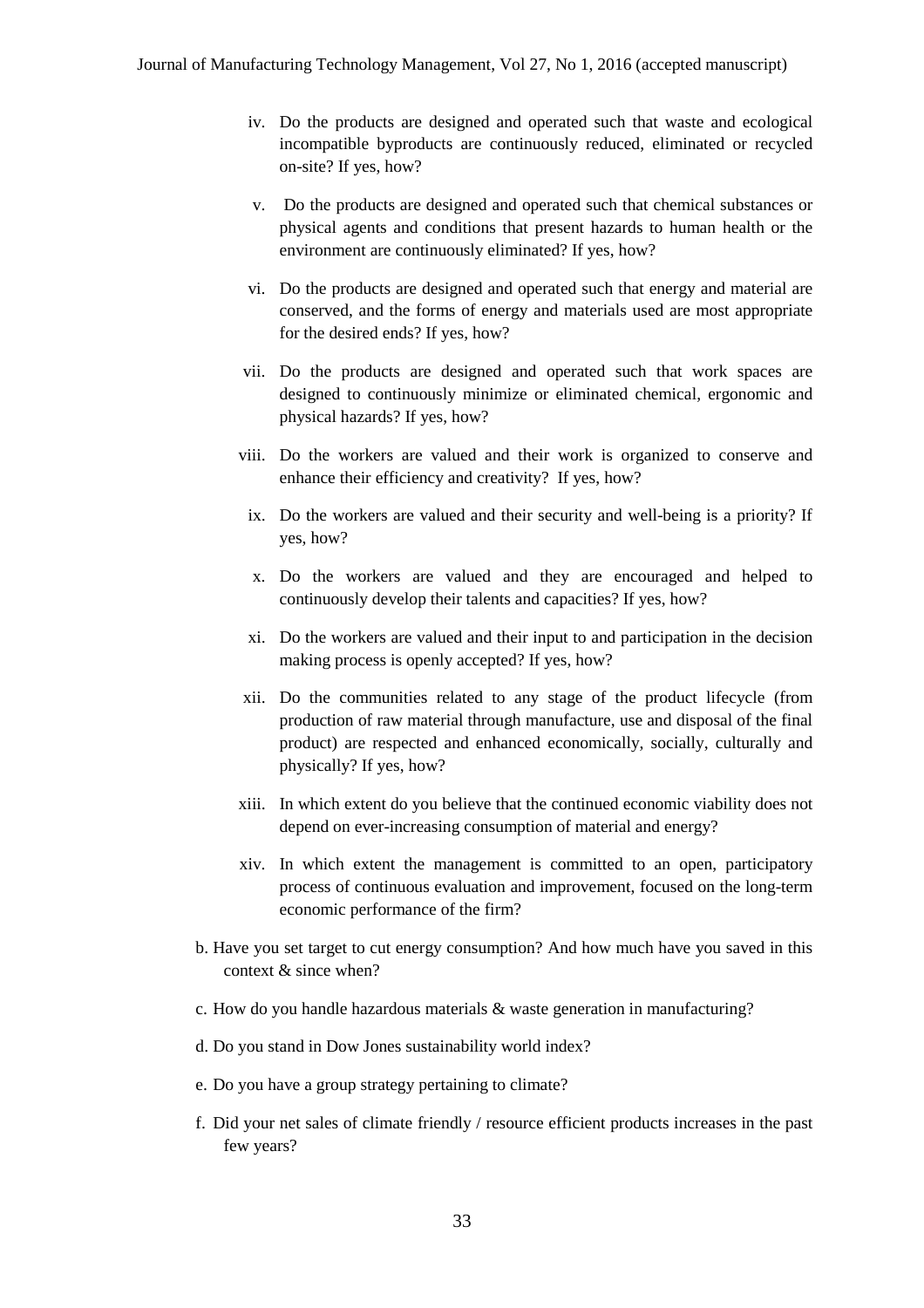iv. Do the products are designed and operated such that waste and ecological incompatible byproducts are continuously reduced, eliminated or recycled on-site? If yes, how?

v. Do the products are designed and operated such that chemical substances or physical agents and conditions that present hazards to human health or the environment are continuously eliminated? If yes, how?

vi. Do the products are designed and operated such that energy and material are conserved, and the forms of energy and materials used are most appropriate for the desired ends? If yes, how?

vii. Do the products are designed and operated such that work spaces are designed to continuously minimize or eliminated chemical, ergonomic and physical hazards? If yes, how?

viii. Do the workers are valued and their work is organized to conserve and enhance their efficiency and creativity? If yes, how?

ix. Do the workers are valued and their security and well-being is a priority? If yes, how?

x. Do the workers are valued and they are encouraged and helped to continuously develop their talents and capacities? If yes, how?

xi. Do the workers are valued and their input to and participation in the decision making process is openly accepted? If yes, how?

xii. Do the communities related to any stage of the product lifecycle (from production of raw material through manufacture, use and disposal of the final product) are respected and enhanced economically, socially, culturally and physically? If yes, how?

xiii. In which extent do you believe that the continued economic viability does not depend on ever-increasing consumption of material and energy?

xiv. In which extent the management is committed to an open, participatory process of continuous evaluation and improvement, focused on the long-term economic performance of the firm?

b. Have you set target to cut energy consumption? And how much have you saved in this context & since when?

c. How do you handle hazardous materials & waste generation in manufacturing?

d. Do you stand in Dow Jones sustainability world index?

e. Do you have a group strategy pertaining to climate?

f. Did your net sales of climate friendly / resource efficient products increases in the past few years?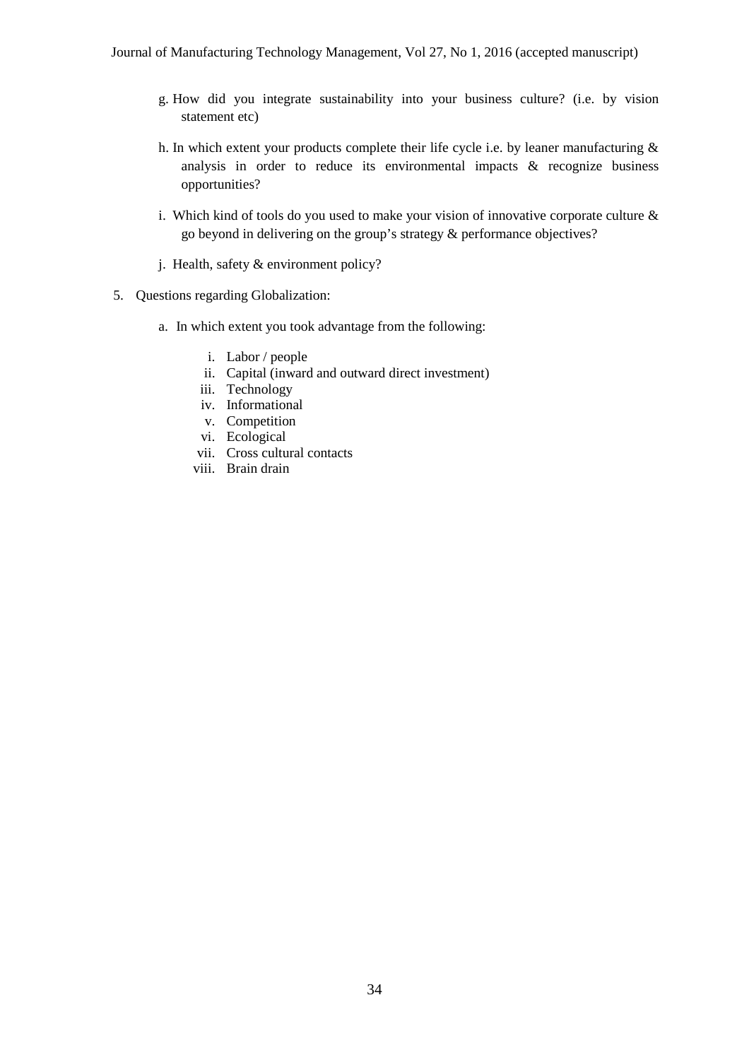g. How did you integrate sustainability into your business culture? (i.e. by vision statement etc)

h. In which extent your products complete their life cycle i.e. by leaner manufacturing & analysis in order to reduce its environmental impacts & recognize business opportunities?

i. Which kind of tools do you used to make your vision of innovative corporate culture & go beyond in delivering on the group's strategy & performance objectives?

j. Health, safety & environment policy?

5. Questions regarding Globalization:

   a. In which extent you took advantage from the following:

      i. Labor / people
      ii. Capital (inward and outward direct investment)
      iii. Technology
      iv. Informational
      v. Competition
      vi. Ecological
      vii. Cross cultural contacts
      viii. Brain drain